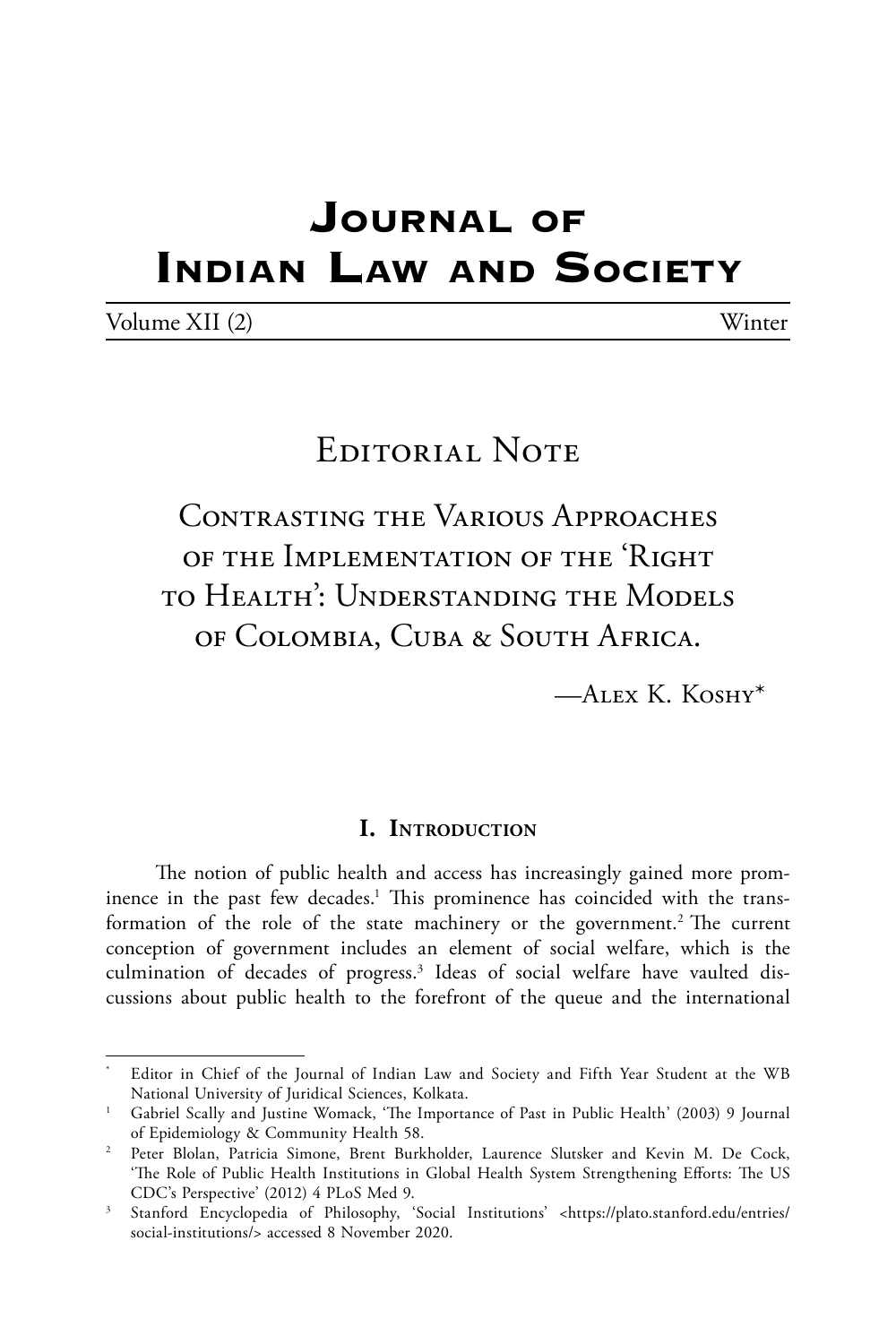# Journal of Indian Law and Society

Volume XII (2) Winter

## Editorial Note

## Contrasting the Various Approaches of the Implementation of the 'Right to Health': Understanding the Models of Colombia, Cuba & South Africa.

—Alex K. Koshy*

### I. Introduction

The notion of public health and access has increasingly gained more prominence in the past few decades.[1] This prominence has coincided with the transformation of the role of the state machinery or the government.[2] The current conception of government includes an element of social welfare, which is the culmination of decades of progress.[3] Ideas of social welfare have vaulted discussions about public health to the forefront of the queue and the international

---

\* Editor in Chief of the Journal of Indian Law and Society and Fifth Year Student at the WB National University of Juridical Sciences, Kolkata.

[1] Gabriel Scally and Justine Womack, 'The Importance of Past in Public Health' (2003) 9 Journal of Epidemiology & Community Health 58.

[2] Peter Blolan, Patricia Simone, Brent Burkholder, Laurence Slutsker and Kevin M. De Cock, 'The Role of Public Health Institutions in Global Health System Strengthening Efforts: The US CDC's Perspective' (2012) 4 PLoS Med 9.

[3] Stanford Encyclopedia of Philosophy, 'Social Institutions' <https://plato.stanford.edu/entries/social-institutions/> accessed 8 November 2020.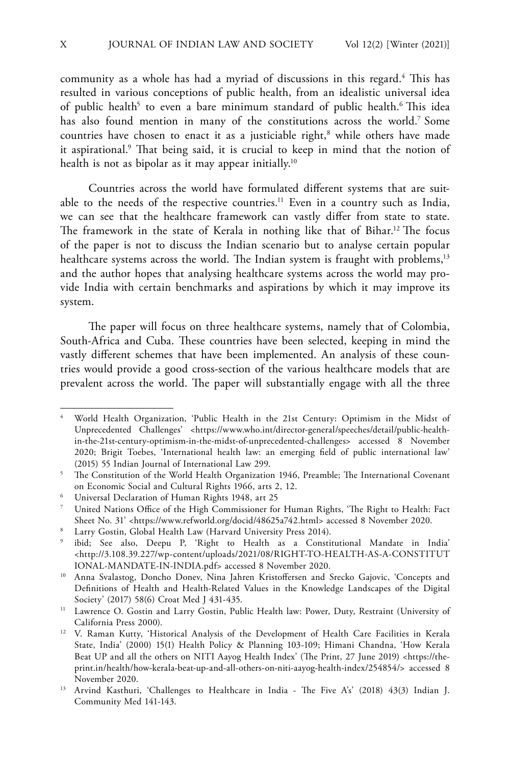community as a whole has had a myriad of discussions in this regard.[4] This has resulted in various conceptions of public health, from an idealistic universal idea of public health[5] to even a bare minimum standard of public health.[6] This idea has also found mention in many of the constitutions across the world.[7] Some countries have chosen to enact it as a justiciable right,[8] while others have made it aspirational.[9] That being said, it is crucial to keep in mind that the notion of health is not as bipolar as it may appear initially.[10]

Countries across the world have formulated different systems that are suitable to the needs of the respective countries.[11] Even in a country such as India, we can see that the healthcare framework can vastly differ from state to state. The framework in the state of Kerala in nothing like that of Bihar.[12] The focus of the paper is not to discuss the Indian scenario but to analyse certain popular healthcare systems across the world. The Indian system is fraught with problems,[13] and the author hopes that analysing healthcare systems across the world may provide India with certain benchmarks and aspirations by which it may improve its system.

The paper will focus on three healthcare systems, namely that of Colombia, South-Africa and Cuba. These countries have been selected, keeping in mind the vastly different schemes that have been implemented. An analysis of these countries would provide a good cross-section of the various healthcare models that are prevalent across the world. The paper will substantially engage with all the three

---

[4] World Health Organization, 'Public Health in the 21st Century: Optimism in the Midst of Unprecedented Challenges' <https://www.who.int/director-general/speeches/detail/public-health-in-the-21st-century-optimism-in-the-midst-of-unprecedented-challenges> accessed 8 November 2020; Brigit Toebes, 'International health law: an emerging field of public international law' (2015) 55 Indian Journal of International Law 299.

[5] The Constitution of the World Health Organization 1946, Preamble; The International Covenant on Economic Social and Cultural Rights 1966, arts 2, 12.

[6] Universal Declaration of Human Rights 1948, art 25

[7] United Nations Office of the High Commissioner for Human Rights, 'The Right to Health: Fact Sheet No. 31' <https://www.refworld.org/docid/48625a742.html> accessed 8 November 2020.

[8] Larry Gostin, Global Health Law (Harvard University Press 2014).

[9] ibid; See also, Deepu P, 'Right to Health as a Constitutional Mandate in India' <http://3.108.39.227/wp-content/uploads/2021/08/RIGHT-TO-HEALTH-AS-A-CONSTITUTIONAL-MANDATE-IN-INDIA.pdf> accessed 8 November 2020.

[10] Anna Svalastog, Doncho Donev, Nina Jahren Kristoffersen and Srecko Gajovic, 'Concepts and Definitions of Health and Health-Related Values in the Knowledge Landscapes of the Digital Society' (2017) 58(6) Croat Med J 431-435.

[11] Lawrence O. Gostin and Larry Gostin, Public Health law: Power, Duty, Restraint (University of California Press 2000).

[12] V. Raman Kutty, 'Historical Analysis of the Development of Health Care Facilities in Kerala State, India' (2000) 15(1) Health Policy & Planning 103-109; Himani Chandna, 'How Kerala Beat UP and all the others on NITI Aayog Health Index' (The Print, 27 June 2019) <https://theprint.in/health/how-kerala-beat-up-and-all-others-on-niti-aayog-health-index/254854/> accessed 8 November 2020.

[13] Arvind Kasthuri, 'Challenges to Healthcare in India - The Five A's' (2018) 43(3) Indian J. Community Med 141-143.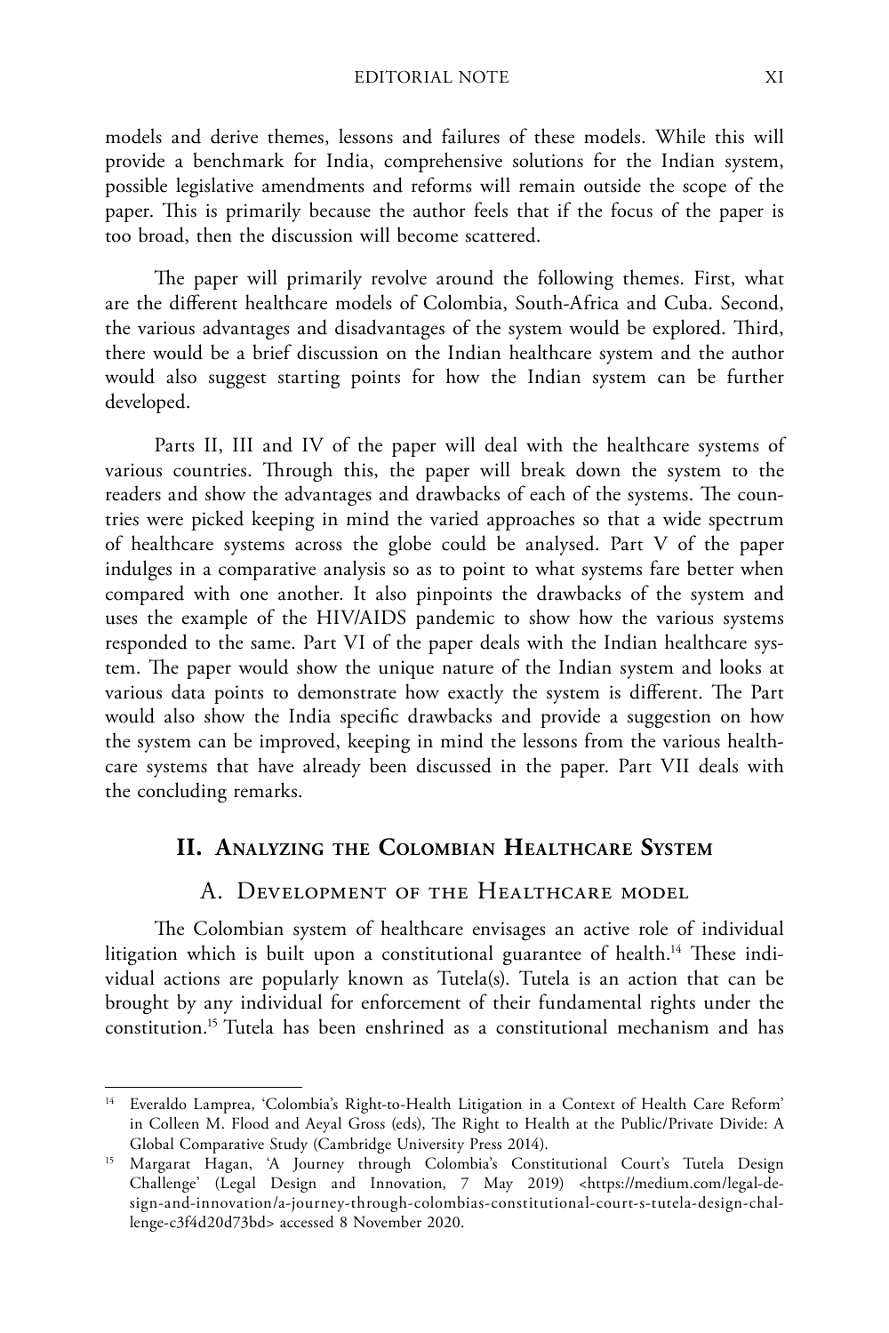models and derive themes, lessons and failures of these models. While this will provide a benchmark for India, comprehensive solutions for the Indian system, possible legislative amendments and reforms will remain outside the scope of the paper. This is primarily because the author feels that if the focus of the paper is too broad, then the discussion will become scattered.

The paper will primarily revolve around the following themes. First, what are the different healthcare models of Colombia, South-Africa and Cuba. Second, the various advantages and disadvantages of the system would be explored. Third, there would be a brief discussion on the Indian healthcare system and the author would also suggest starting points for how the Indian system can be further developed.

Parts II, III and IV of the paper will deal with the healthcare systems of various countries. Through this, the paper will break down the system to the readers and show the advantages and drawbacks of each of the systems. The countries were picked keeping in mind the varied approaches so that a wide spectrum of healthcare systems across the globe could be analysed. Part V of the paper indulges in a comparative analysis so as to point to what systems fare better when compared with one another. It also pinpoints the drawbacks of the system and uses the example of the HIV/AIDS pandemic to show how the various systems responded to the same. Part VI of the paper deals with the Indian healthcare system. The paper would show the unique nature of the Indian system and looks at various data points to demonstrate how exactly the system is different. The Part would also show the India specific drawbacks and provide a suggestion on how the system can be improved, keeping in mind the lessons from the various healthcare systems that have already been discussed in the paper. Part VII deals with the concluding remarks.

## II. Analyzing the Colombian Healthcare System

### A. Development of the Healthcare model

The Colombian system of healthcare envisages an active role of individual litigation which is built upon a constitutional guarantee of health.[14] These individual actions are popularly known as Tutela(s). Tutela is an action that can be brought by any individual for enforcement of their fundamental rights under the constitution.[15] Tutela has been enshrined as a constitutional mechanism and has

---

[14] Everaldo Lamprea, 'Colombia's Right-to-Health Litigation in a Context of Health Care Reform' in Colleen M. Flood and Aeyal Gross (eds), The Right to Health at the Public/Private Divide: A Global Comparative Study (Cambridge University Press 2014).

[15] Margarat Hagan, 'A Journey through Colombia's Constitutional Court's Tutela Design Challenge' (Legal Design and Innovation, 7 May 2019) <https://medium.com/legal-design-and-innovation/a-journey-through-colombias-constitutional-court-s-tutela-design-challenge-c3f4d20d73bd> accessed 8 November 2020.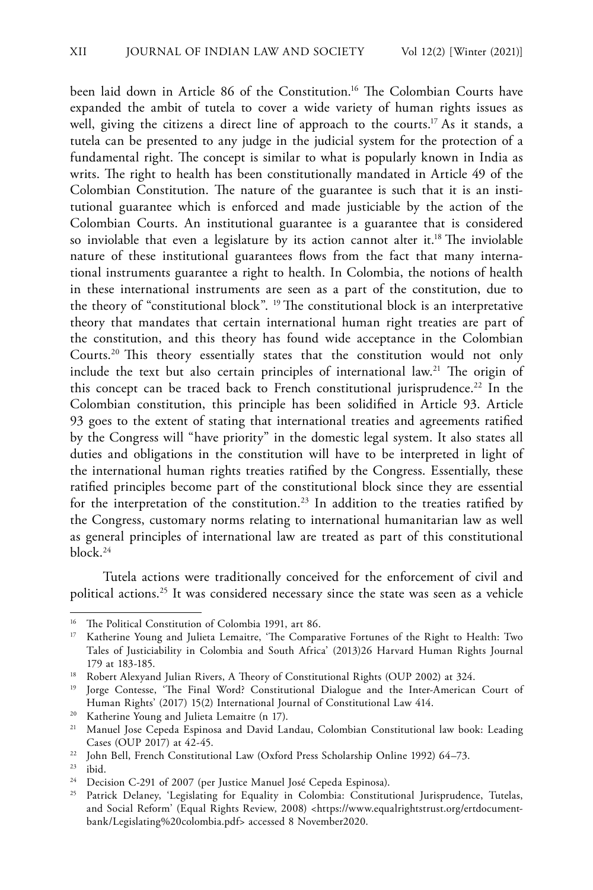been laid down in Article 86 of the Constitution.[16] The Colombian Courts have expanded the ambit of tutela to cover a wide variety of human rights issues as well, giving the citizens a direct line of approach to the courts.[17] As it stands, a tutela can be presented to any judge in the judicial system for the protection of a fundamental right. The concept is similar to what is popularly known in India as writs. The right to health has been constitutionally mandated in Article 49 of the Colombian Constitution. The nature of the guarantee is such that it is an institutional guarantee which is enforced and made justiciable by the action of the Colombian Courts. An institutional guarantee is a guarantee that is considered so inviolable that even a legislature by its action cannot alter it.[18] The inviolable nature of these institutional guarantees flows from the fact that many international instruments guarantee a right to health. In Colombia, the notions of health in these international instruments are seen as a part of the constitution, due to the theory of "constitutional block". [19] The constitutional block is an interpretative theory that mandates that certain international human right treaties are part of the constitution, and this theory has found wide acceptance in the Colombian Courts.[20] This theory essentially states that the constitution would not only include the text but also certain principles of international law.[21] The origin of this concept can be traced back to French constitutional jurisprudence.[22] In the Colombian constitution, this principle has been solidified in Article 93. Article 93 goes to the extent of stating that international treaties and agreements ratified by the Congress will "have priority" in the domestic legal system. It also states all duties and obligations in the constitution will have to be interpreted in light of the international human rights treaties ratified by the Congress. Essentially, these ratified principles become part of the constitutional block since they are essential for the interpretation of the constitution.[23] In addition to the treaties ratified by the Congress, customary norms relating to international humanitarian law as well as general principles of international law are treated as part of this constitutional block.[24]

Tutela actions were traditionally conceived for the enforcement of civil and political actions.[25] It was considered necessary since the state was seen as a vehicle

---

[16] The Political Constitution of Colombia 1991, art 86.

[17] Katherine Young and Julieta Lemaitre, 'The Comparative Fortunes of the Right to Health: Two Tales of Justiciability in Colombia and South Africa' (2013)26 Harvard Human Rights Journal 179 at 183-185.

[18] Robert Alexyand Julian Rivers, A Theory of Constitutional Rights (OUP 2002) at 324.

[19] Jorge Contesse, 'The Final Word? Constitutional Dialogue and the Inter-American Court of Human Rights' (2017) 15(2) International Journal of Constitutional Law 414.

[20] Katherine Young and Julieta Lemaitre (n 17).

[21] Manuel Jose Cepeda Espinosa and David Landau, Colombian Constitutional law book: Leading Cases (OUP 2017) at 42-45.

[22] John Bell, French Constitutional Law (Oxford Press Scholarship Online 1992) 64–73.

[23] ibid.

[24] Decision C-291 of 2007 (per Justice Manuel José Cepeda Espinosa).

[25] Patrick Delaney, 'Legislating for Equality in Colombia: Constitutional Jurisprudence, Tutelas, and Social Reform' (Equal Rights Review, 2008) <https://www.equalrightstrust.org/ertdocumentbank/Legislating%20colombia.pdf> accessed 8 November2020.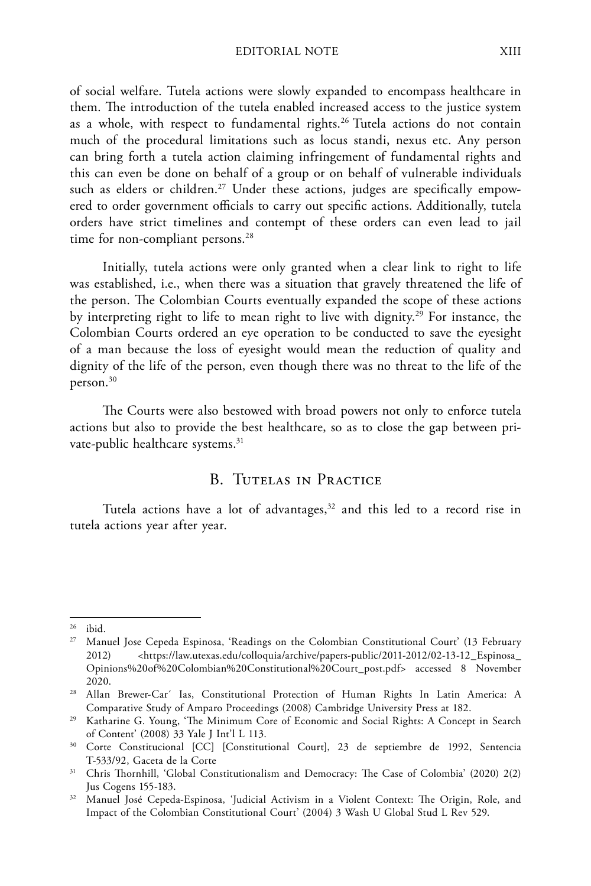of social welfare. Tutela actions were slowly expanded to encompass healthcare in them. The introduction of the tutela enabled increased access to the justice system as a whole, with respect to fundamental rights.[26] Tutela actions do not contain much of the procedural limitations such as locus standi, nexus etc. Any person can bring forth a tutela action claiming infringement of fundamental rights and this can even be done on behalf of a group or on behalf of vulnerable individuals such as elders or children.[27] Under these actions, judges are specifically empowered to order government officials to carry out specific actions. Additionally, tutela orders have strict timelines and contempt of these orders can even lead to jail time for non-compliant persons.[28]

Initially, tutela actions were only granted when a clear link to right to life was established, i.e., when there was a situation that gravely threatened the life of the person. The Colombian Courts eventually expanded the scope of these actions by interpreting right to life to mean right to live with dignity.[29] For instance, the Colombian Courts ordered an eye operation to be conducted to save the eyesight of a man because the loss of eyesight would mean the reduction of quality and dignity of the life of the person, even though there was no threat to the life of the person.[30]

The Courts were also bestowed with broad powers not only to enforce tutela actions but also to provide the best healthcare, so as to close the gap between private-public healthcare systems.[31]

## B. Tutelas in Practice

Tutela actions have a lot of advantages,[32] and this led to a record rise in tutela actions year after year.

---

[26] ibid.

[27] Manuel Jose Cepeda Espinosa, 'Readings on the Colombian Constitutional Court' (13 February 2012) <https://law.utexas.edu/colloquia/archive/papers-public/2011-2012/02-13-12_Espinosa_Opinions%20of%20Colombian%20Constitutional%20Court_post.pdf> accessed 8 November 2020.

[28] Allan Brewer-Car´ Ias, Constitutional Protection of Human Rights In Latin America: A Comparative Study of Amparo Proceedings (2008) Cambridge University Press at 182.

[29] Katharine G. Young, 'The Minimum Core of Economic and Social Rights: A Concept in Search of Content' (2008) 33 Yale J Int'l L 113.

[30] Corte Constitucional [CC] [Constitutional Court], 23 de septiembre de 1992, Sentencia T-533/92, Gaceta de la Corte

[31] Chris Thornhill, 'Global Constitutionalism and Democracy: The Case of Colombia' (2020) 2(2) Jus Cogens 155-183.

[32] Manuel José Cepeda-Espinosa, 'Judicial Activism in a Violent Context: The Origin, Role, and Impact of the Colombian Constitutional Court' (2004) 3 Wash U Global Stud L Rev 529.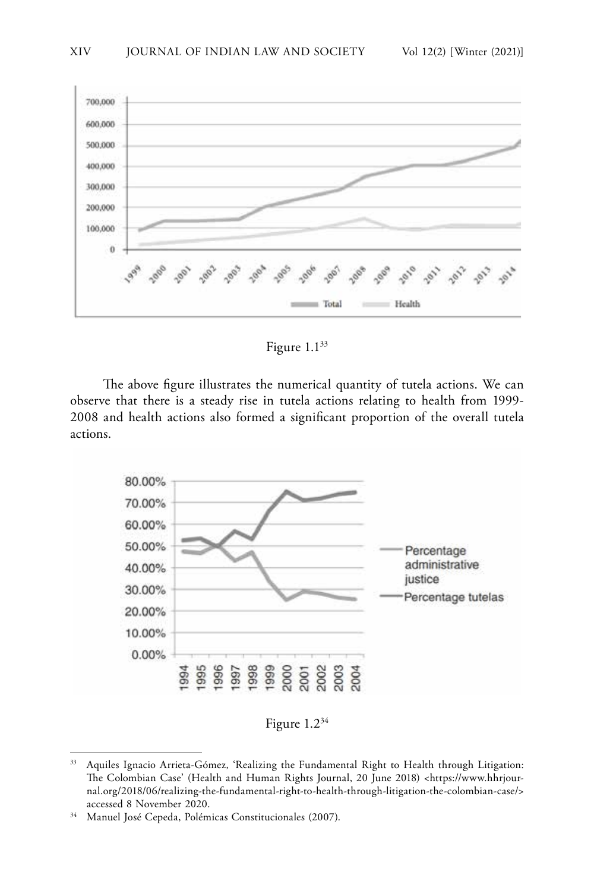Figure 1.1[33]

The above figure illustrates the numerical quantity of tutela actions. We can observe that there is a steady rise in tutela actions relating to health from 1999-2008 and health actions also formed a significant proportion of the overall tutela actions.

Figure 1.2[34]

---

[33] Aquiles Ignacio Arrieta-Gómez, 'Realizing the Fundamental Right to Health through Litigation: The Colombian Case' (Health and Human Rights Journal, 20 June 2018) <https://www.hhrjournal.org/2018/06/realizing-the-fundamental-right-to-health-through-litigation-the-colombian-case/> accessed 8 November 2020.

[34] Manuel José Cepeda, Polémicas Constitucionales (2007).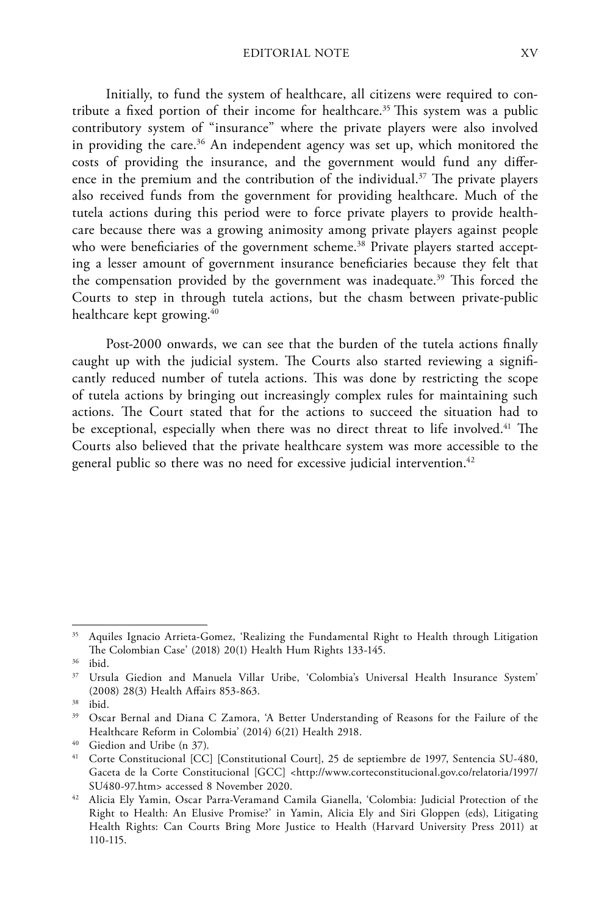Initially, to fund the system of healthcare, all citizens were required to contribute a fixed portion of their income for healthcare.[35] This system was a public contributory system of "insurance" where the private players were also involved in providing the care.[36] An independent agency was set up, which monitored the costs of providing the insurance, and the government would fund any difference in the premium and the contribution of the individual.[37] The private players also received funds from the government for providing healthcare. Much of the tutela actions during this period were to force private players to provide healthcare because there was a growing animosity among private players against people who were beneficiaries of the government scheme.[38] Private players started accepting a lesser amount of government insurance beneficiaries because they felt that the compensation provided by the government was inadequate.[39] This forced the Courts to step in through tutela actions, but the chasm between private-public healthcare kept growing.[40]

Post-2000 onwards, we can see that the burden of the tutela actions finally caught up with the judicial system. The Courts also started reviewing a significantly reduced number of tutela actions. This was done by restricting the scope of tutela actions by bringing out increasingly complex rules for maintaining such actions. The Court stated that for the actions to succeed the situation had to be exceptional, especially when there was no direct threat to life involved.[41] The Courts also believed that the private healthcare system was more accessible to the general public so there was no need for excessive judicial intervention.[42]

---

[35] Aquiles Ignacio Arrieta-Gomez, 'Realizing the Fundamental Right to Health through Litigation The Colombian Case' (2018) 20(1) Health Hum Rights 133-145.

[36] ibid.

[37] Ursula Giedion and Manuela Villar Uribe, 'Colombia's Universal Health Insurance System' (2008) 28(3) Health Affairs 853-863.

[38] ibid.

[39] Oscar Bernal and Diana C Zamora, 'A Better Understanding of Reasons for the Failure of the Healthcare Reform in Colombia' (2014) 6(21) Health 2918.

[40] Giedion and Uribe (n 37).

[41] Corte Constitucional [CC] [Constitutional Court], 25 de septiembre de 1997, Sentencia SU-480, Gaceta de la Corte Constitucional [GCC] <http://www.corteconstitucional.gov.co/relatoria/1997/SU480-97.htm> accessed 8 November 2020.

[42] Alicia Ely Yamin, Oscar Parra-Veramand Camila Gianella, 'Colombia: Judicial Protection of the Right to Health: An Elusive Promise?' in Yamin, Alicia Ely and Siri Gloppen (eds), Litigating Health Rights: Can Courts Bring More Justice to Health (Harvard University Press 2011) at 110-115.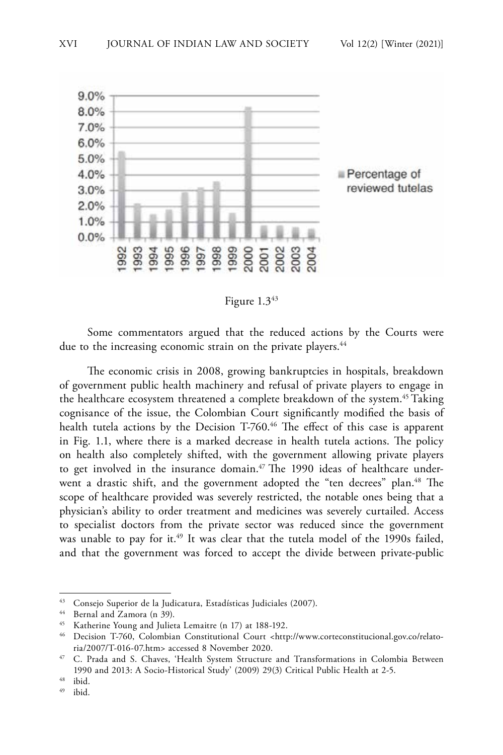Figure 1.3[43]

Some commentators argued that the reduced actions by the Courts were due to the increasing economic strain on the private players.[44]

The economic crisis in 2008, growing bankruptcies in hospitals, breakdown of government public health machinery and refusal of private players to engage in the healthcare ecosystem threatened a complete breakdown of the system.[45] Taking cognisance of the issue, the Colombian Court significantly modified the basis of health tutela actions by the Decision T-760.[46] The effect of this case is apparent in Fig. 1.1, where there is a marked decrease in health tutela actions. The policy on health also completely shifted, with the government allowing private players to get involved in the insurance domain.[47] The 1990 ideas of healthcare underwent a drastic shift, and the government adopted the "ten decrees" plan.[48] The scope of healthcare provided was severely restricted, the notable ones being that a physician's ability to order treatment and medicines was severely curtailed. Access to specialist doctors from the private sector was reduced since the government was unable to pay for it.[49] It was clear that the tutela model of the 1990s failed, and that the government was forced to accept the divide between private-public

---

[43] Consejo Superior de la Judicatura, Estadísticas Judiciales (2007).

[44] Bernal and Zamora (n 39).

[45] Katherine Young and Julieta Lemaitre (n 17) at 188-192.

[46] Decision T-760, Colombian Constitutional Court <http://www.corteconstitucional.gov.co/relatoria/2007/T-016-07.htm> accessed 8 November 2020.

[47] C. Prada and S. Chaves, 'Health System Structure and Transformations in Colombia Between 1990 and 2013: A Socio-Historical Study' (2009) 29(3) Critical Public Health at 2-5.

[48] ibid.

[49] ibid.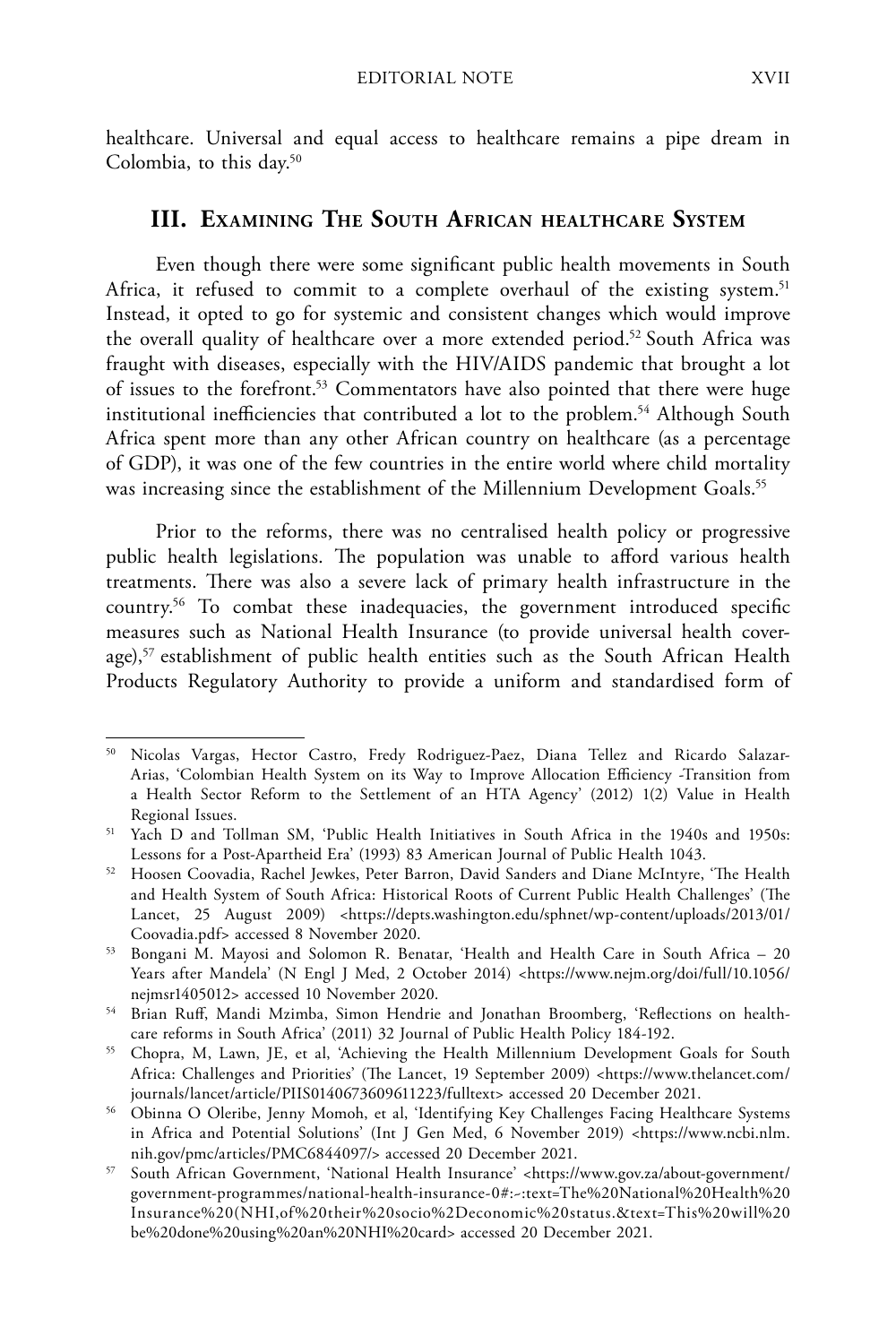healthcare. Universal and equal access to healthcare remains a pipe dream in Colombia, to this day.[50]

## III. Examining The South African healthcare System

Even though there were some significant public health movements in South Africa, it refused to commit to a complete overhaul of the existing system.[51] Instead, it opted to go for systemic and consistent changes which would improve the overall quality of healthcare over a more extended period.[52] South Africa was fraught with diseases, especially with the HIV/AIDS pandemic that brought a lot of issues to the forefront.[53] Commentators have also pointed that there were huge institutional inefficiencies that contributed a lot to the problem.[54] Although South Africa spent more than any other African country on healthcare (as a percentage of GDP), it was one of the few countries in the entire world where child mortality was increasing since the establishment of the Millennium Development Goals.[55]

Prior to the reforms, there was no centralised health policy or progressive public health legislations. The population was unable to afford various health treatments. There was also a severe lack of primary health infrastructure in the country.[56] To combat these inadequacies, the government introduced specific measures such as National Health Insurance (to provide universal health coverage),[57] establishment of public health entities such as the South African Health Products Regulatory Authority to provide a uniform and standardised form of

---

[50] Nicolas Vargas, Hector Castro, Fredy Rodriguez-Paez, Diana Tellez and Ricardo Salazar-Arias, 'Colombian Health System on its Way to Improve Allocation Efficiency -Transition from a Health Sector Reform to the Settlement of an HTA Agency' (2012) 1(2) Value in Health Regional Issues.

[51] Yach D and Tollman SM, 'Public Health Initiatives in South Africa in the 1940s and 1950s: Lessons for a Post-Apartheid Era' (1993) 83 American Journal of Public Health 1043.

[52] Hoosen Coovadia, Rachel Jewkes, Peter Barron, David Sanders and Diane McIntyre, 'The Health and Health System of South Africa: Historical Roots of Current Public Health Challenges' (The Lancet, 25 August 2009) <https://depts.washington.edu/sphnet/wp-content/uploads/2013/01/Coovadia.pdf> accessed 8 November 2020.

[53] Bongani M. Mayosi and Solomon R. Benatar, 'Health and Health Care in South Africa – 20 Years after Mandela' (N Engl J Med, 2 October 2014) <https://www.nejm.org/doi/full/10.1056/nejmsr1405012> accessed 10 November 2020.

[54] Brian Ruff, Mandi Mzimba, Simon Hendrie and Jonathan Broomberg, 'Reflections on healthcare reforms in South Africa' (2011) 32 Journal of Public Health Policy 184-192.

[55] Chopra, M, Lawn, JE, et al, 'Achieving the Health Millennium Development Goals for South Africa: Challenges and Priorities' (The Lancet, 19 September 2009) <https://www.thelancet.com/journals/lancet/article/PIIS0140673609611223/fulltext> accessed 20 December 2021.

[56] Obinna O Oleribe, Jenny Momoh, et al, 'Identifying Key Challenges Facing Healthcare Systems in Africa and Potential Solutions' (Int J Gen Med, 6 November 2019) <https://www.ncbi.nlm.nih.gov/pmc/articles/PMC6844097/> accessed 20 December 2021.

[57] South African Government, 'National Health Insurance' <https://www.gov.za/about-government/government-programmes/national-health-insurance-0#:~:text=The%20National%20Health%20Insurance%20(NHI,of%20their%20socio%2Deconomic%20status.&text=This%20will%20be%20done%20using%20an%20NHI%20card> accessed 20 December 2021.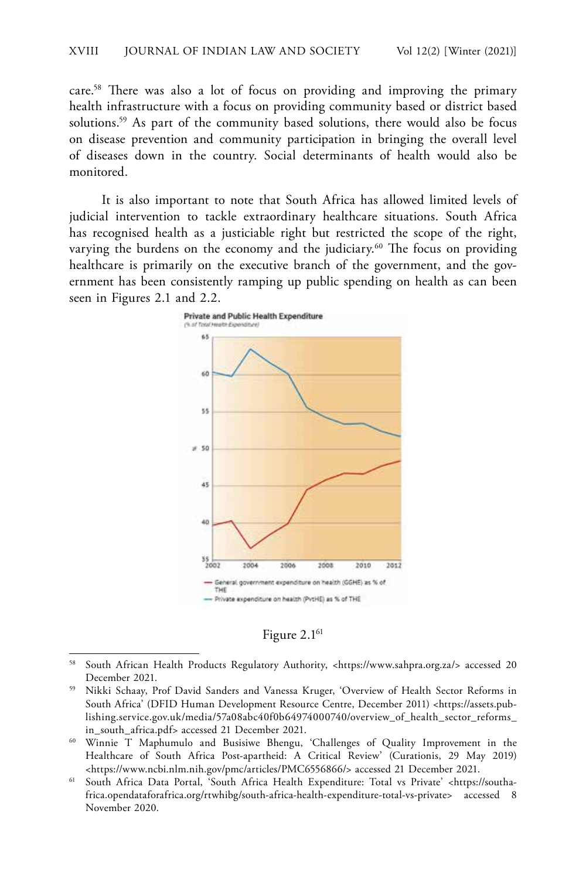care.[58] There was also a lot of focus on providing and improving the primary health infrastructure with a focus on providing community based or district based solutions.[59] As part of the community based solutions, there would also be focus on disease prevention and community participation in bringing the overall level of diseases down in the country. Social determinants of health would also be monitored.

It is also important to note that South Africa has allowed limited levels of judicial intervention to tackle extraordinary healthcare situations. South Africa has recognised health as a justiciable right but restricted the scope of the right, varying the burdens on the economy and the judiciary.[60] The focus on providing healthcare is primarily on the executive branch of the government, and the government has been consistently ramping up public spending on health as can been seen in Figures 2.1 and 2.2.

Figure 2.1[61]

---

[58] South African Health Products Regulatory Authority, <https://www.sahpra.org.za/> accessed 20 December 2021.

[59] Nikki Schaay, Prof David Sanders and Vanessa Kruger, 'Overview of Health Sector Reforms in South Africa' (DFID Human Development Resource Centre, December 2011) <https://assets.publishing.service.gov.uk/media/57a08abc40f0b64974000740/overview_of_health_sector_reforms_in_south_africa.pdf> accessed 21 December 2021.

[60] Winnie T Maphumulo and Busisiwe Bhengu, 'Challenges of Quality Improvement in the Healthcare of South Africa Post-apartheid: A Critical Review' (Curationis, 29 May 2019) <https://www.ncbi.nlm.nih.gov/pmc/articles/PMC6556866/> accessed 21 December 2021.

[61] South Africa Data Portal, 'South Africa Health Expenditure: Total vs Private' <https://southafrica.opendataforafrica.org/rtwhibg/south-africa-health-expenditure-total-vs-private> accessed 8 November 2020.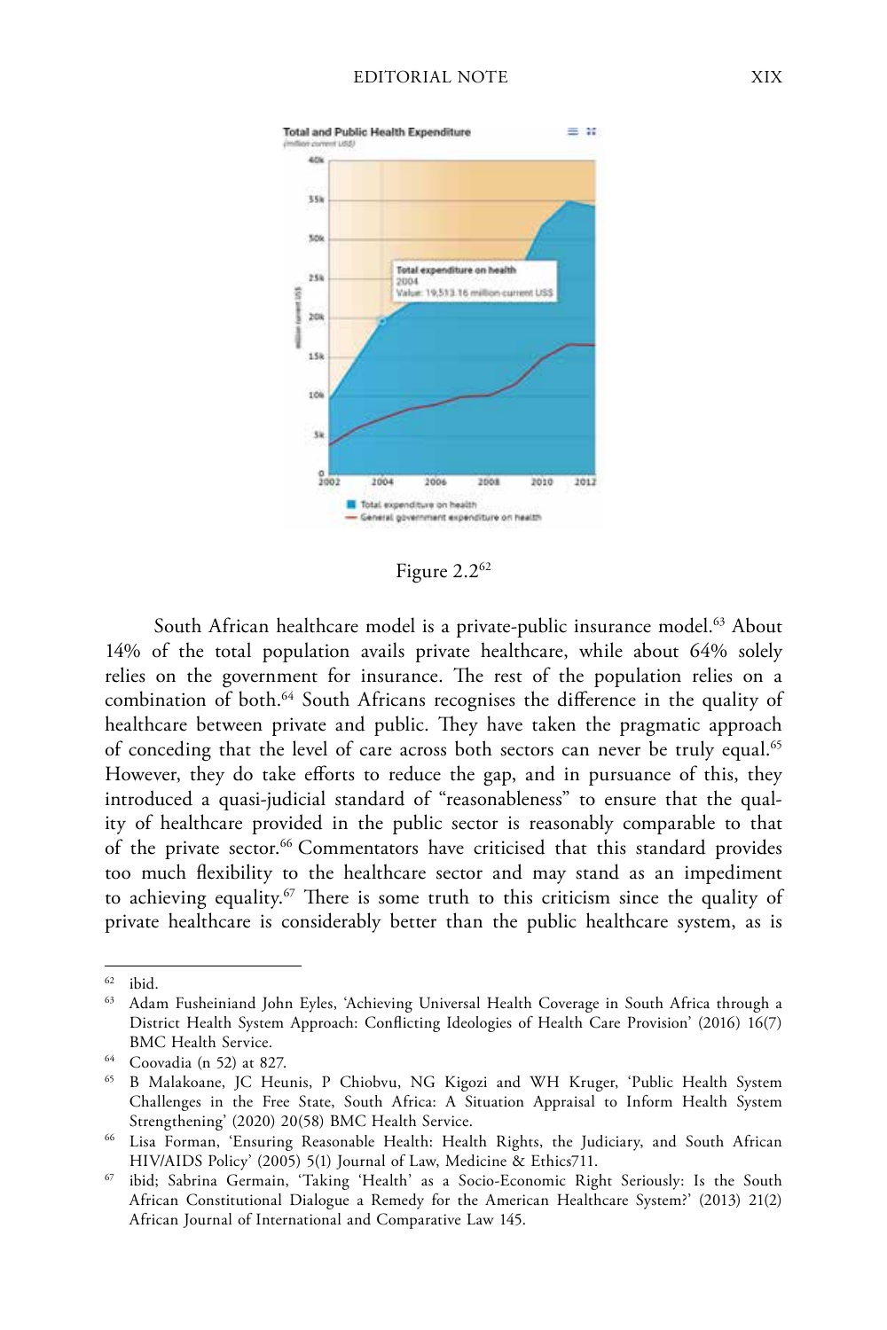Figure 2.2[62]

South African healthcare model is a private-public insurance model.[63] About 14% of the total population avails private healthcare, while about 64% solely relies on the government for insurance. The rest of the population relies on a combination of both.[64] South Africans recognises the difference in the quality of healthcare between private and public. They have taken the pragmatic approach of conceding that the level of care across both sectors can never be truly equal.[65] However, they do take efforts to reduce the gap, and in pursuance of this, they introduced a quasi-judicial standard of "reasonableness" to ensure that the quality of healthcare provided in the public sector is reasonably comparable to that of the private sector.[66] Commentators have criticised that this standard provides too much flexibility to the healthcare sector and may stand as an impediment to achieving equality.[67] There is some truth to this criticism since the quality of private healthcare is considerably better than the public healthcare system, as is

---

[62] ibid.

[63] Adam Fusheiniand John Eyles, 'Achieving Universal Health Coverage in South Africa through a District Health System Approach: Conflicting Ideologies of Health Care Provision' (2016) 16(7) BMC Health Service.

[64] Coovadia (n 52) at 827.

[65] B Malakoane, JC Heunis, P Chiobvu, NG Kigozi and WH Kruger, 'Public Health System Challenges in the Free State, South Africa: A Situation Appraisal to Inform Health System Strengthening' (2020) 20(58) BMC Health Service.

[66] Lisa Forman, 'Ensuring Reasonable Health: Health Rights, the Judiciary, and South African HIV/AIDS Policy' (2005) 5(1) Journal of Law, Medicine & Ethics711.

[67] ibid; Sabrina Germain, 'Taking 'Health' as a Socio-Economic Right Seriously: Is the South African Constitutional Dialogue a Remedy for the American Healthcare System?' (2013) 21(2) African Journal of International and Comparative Law 145.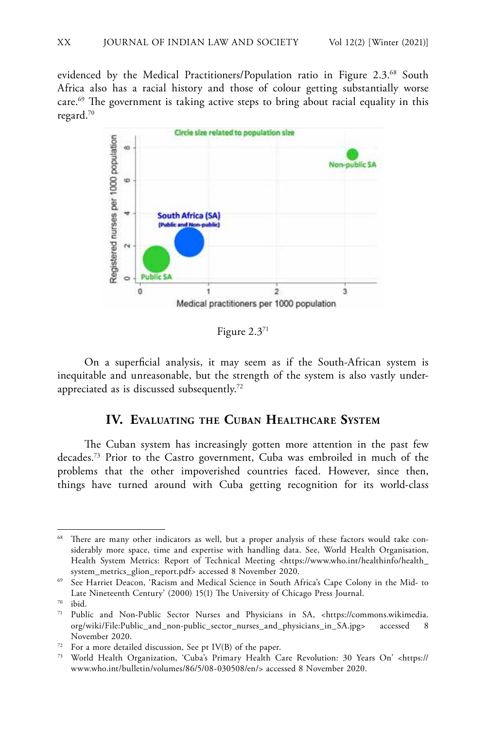evidenced by the Medical Practitioners/Population ratio in Figure 2.3.[68] South Africa also has a racial history and those of colour getting substantially worse care.[69] The government is taking active steps to bring about racial equality in this regard.[70]

Figure 2.3[71]

On a superficial analysis, it may seem as if the South-African system is inequitable and unreasonable, but the strength of the system is also vastly under-appreciated as is discussed subsequently.[72]

## IV. Evaluating the Cuban Healthcare System

The Cuban system has increasingly gotten more attention in the past few decades.[73] Prior to the Castro government, Cuba was embroiled in much of the problems that the other impoverished countries faced. However, since then, things have turned around with Cuba getting recognition for its world-class

---

[68] There are many other indicators as well, but a proper analysis of these factors would take considerably more space, time and expertise with handling data. See, World Health Organisation, Health System Metrics: Report of Technical Meeting <https://www.who.int/healthinfo/health_system_metrics_glion_report.pdf> accessed 8 November 2020.

[69] See Harriet Deacon, 'Racism and Medical Science in South Africa's Cape Colony in the Mid- to Late Nineteenth Century' (2000) 15(1) The University of Chicago Press Journal.

[70] ibid.

[71] Public and Non-Public Sector Nurses and Physicians in SA, <https://commons.wikimedia.org/wiki/File:Public_and_non-public_sector_nurses_and_physicians_in_SA.jpg> accessed 8 November 2020.

[72] For a more detailed discussion, See pt IV(B) of the paper.

[73] World Health Organization, 'Cuba's Primary Health Care Revolution: 30 Years On' <https://www.who.int/bulletin/volumes/86/5/08-030508/en/> accessed 8 November 2020.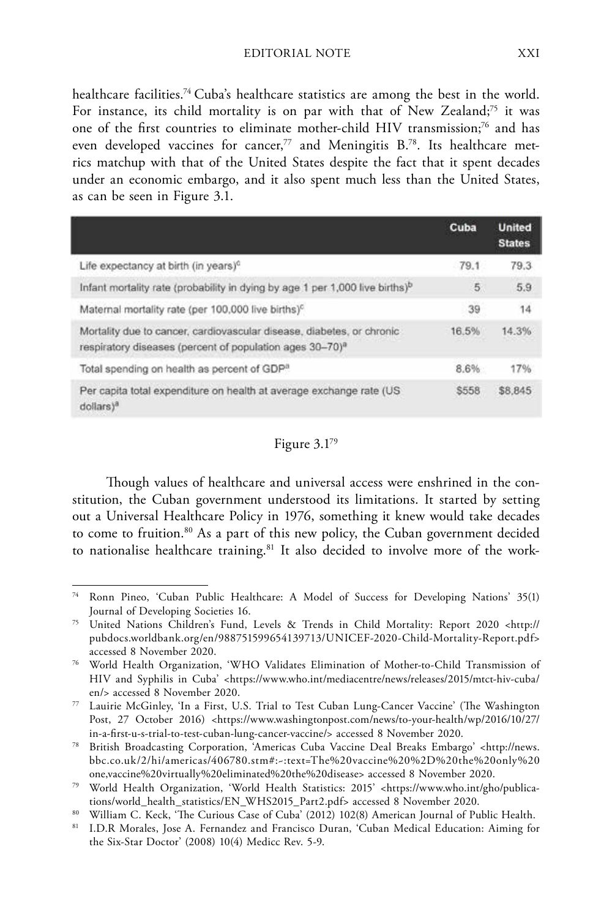healthcare facilities.[74] Cuba's healthcare statistics are among the best in the world. For instance, its child mortality is on par with that of New Zealand;[75] it was one of the first countries to eliminate mother-child HIV transmission;[76] and has even developed vaccines for cancer,[77] and Meningitis B.[78]. Its healthcare metrics matchup with that of the United States despite the fact that it spent decades under an economic embargo, and it also spent much less than the United States, as can be seen in Figure 3.1.

| | Cuba | United States |
|---|---|---|
| Life expectancy at birth (in years)[c] | 79.1 | 79.3 |
| Infant mortality rate (probability in dying by age 1 per 1,000 live births)[b] | 5 | 5.9 |
| Maternal mortality rate (per 100,000 live births)[c] | 39 | 14 |
| Mortality due to cancer, cardiovascular disease, diabetes, or chronic respiratory diseases (percent of population ages 30–70)[a] | 16.5% | 14.3% |
| Total spending on health as percent of GDP[a] | 8.6% | 17% |
| Per capita total expenditure on health at average exchange rate (US dollars)[a] | $558 | $8,845 |

Figure 3.1[79]

Though values of healthcare and universal access were enshrined in the constitution, the Cuban government understood its limitations. It started by setting out a Universal Healthcare Policy in 1976, something it knew would take decades to come to fruition.[80] As a part of this new policy, the Cuban government decided to nationalise healthcare training.[81] It also decided to involve more of the work-

---

[74] Ronn Pineo, 'Cuban Public Healthcare: A Model of Success for Developing Nations' 35(1) Journal of Developing Societies 16.

[75] United Nations Children's Fund, Levels & Trends in Child Mortality: Report 2020 <http://pubdocs.worldbank.org/en/988751599654139713/UNICEF-2020-Child-Mortality-Report.pdf> accessed 8 November 2020.

[76] World Health Organization, 'WHO Validates Elimination of Mother-to-Child Transmission of HIV and Syphilis in Cuba' <https://www.who.int/mediacentre/news/releases/2015/mtct-hiv-cuba/en/> accessed 8 November 2020.

[77] Lauirie McGinley, 'In a First, U.S. Trial to Test Cuban Lung-Cancer Vaccine' (The Washington Post, 27 October 2016) <https://www.washingtonpost.com/news/to-your-health/wp/2016/10/27/in-a-first-u-s-trial-to-test-cuban-lung-cancer-vaccine/> accessed 8 November 2020.

[78] British Broadcasting Corporation, 'Americas Cuba Vaccine Deal Breaks Embargo' <http://news.bbc.co.uk/2/hi/americas/406780.stm#:~:text=The%20vaccine%20%2D%20the%20only%20one,vaccine%20virtually%20eliminated%20the%20disease> accessed 8 November 2020.

[79] World Health Organization, 'World Health Statistics: 2015' <https://www.who.int/gho/publications/world_health_statistics/EN_WHS2015_Part2.pdf> accessed 8 November 2020.

[80] William C. Keck, 'The Curious Case of Cuba' (2012) 102(8) American Journal of Public Health.

[81] I.D.R Morales, Jose A. Fernandez and Francisco Duran, 'Cuban Medical Education: Aiming for the Six-Star Doctor' (2008) 10(4) Medicc Rev. 5-9.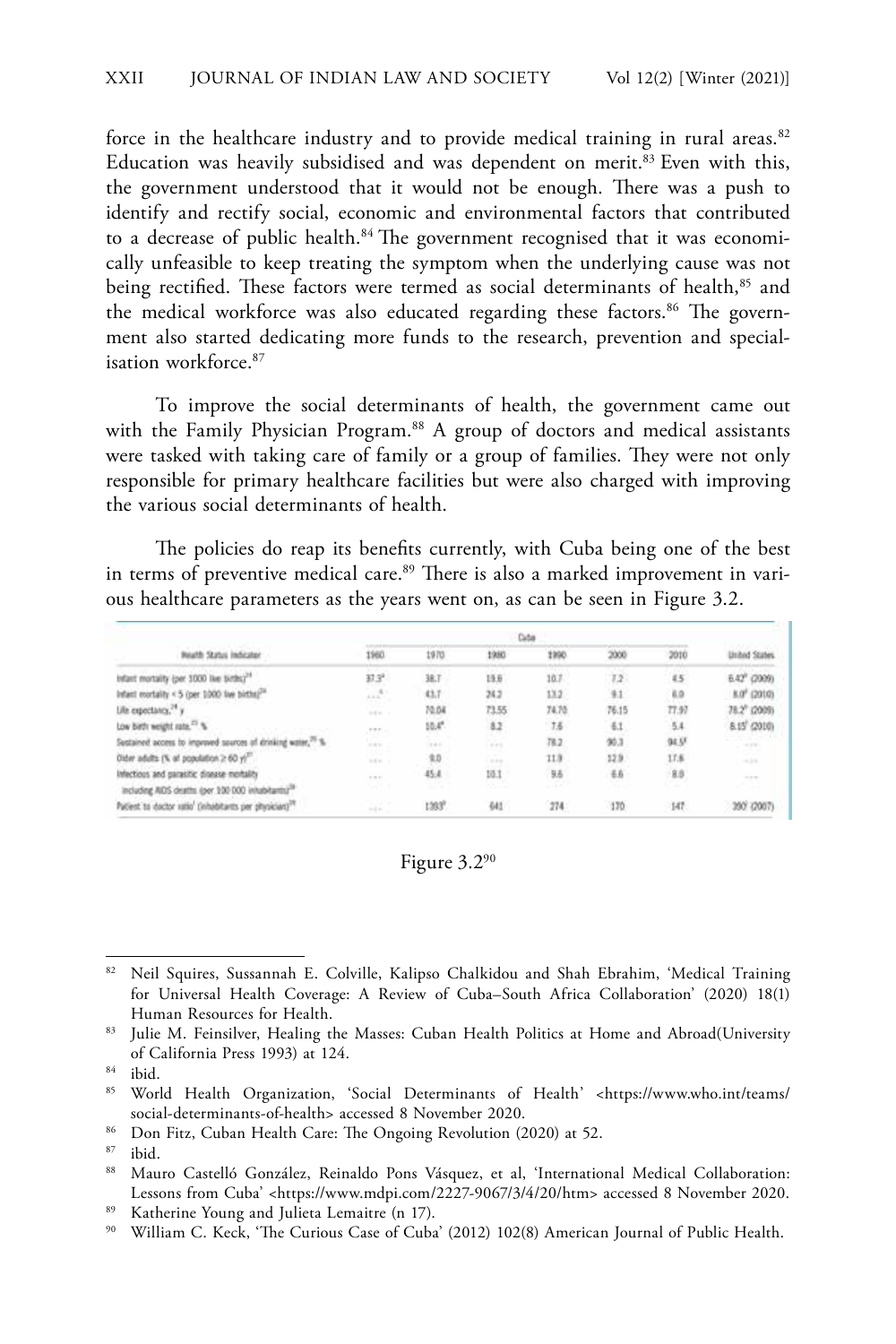force in the healthcare industry and to provide medical training in rural areas.[82] Education was heavily subsidised and was dependent on merit.[83] Even with this, the government understood that it would not be enough. There was a push to identify and rectify social, economic and environmental factors that contributed to a decrease of public health.[84] The government recognised that it was economically unfeasible to keep treating the symptom when the underlying cause was not being rectified. These factors were termed as social determinants of health,[85] and the medical workforce was also educated regarding these factors.[86] The government also started dedicating more funds to the research, prevention and specialisation workforce.[87]

To improve the social determinants of health, the government came out with the Family Physician Program.[88] A group of doctors and medical assistants were tasked with taking care of family or a group of families. They were not only responsible for primary healthcare facilities but were also charged with improving the various social determinants of health.

The policies do reap its benefits currently, with Cuba being one of the best in terms of preventive medical care.[89] There is also a marked improvement in various healthcare parameters as the years went on, as can be seen in Figure 3.2.

| Health Status Indicator | Cuba | | | | | | United States |
|---|---|---|---|---|---|---|---|
| | 1960 | 1970 | 1980 | 1990 | 2000 | 2010 | |
| Infant mortality (per 1000 live births)[24] | 37.3[a] | 38.7 | 19.6 | 10.7 | 7.2 | 4.5 | 6.42[a] (2009) |
| Infant mortality < 5 (per 1000 live births)[24] | ...[b] | 43.7 | 24.2 | 13.2 | 9.1 | 6.0 | 8.0[c] (2010) |
| Life expectancy,[24] y | ... | 70.04 | 73.55 | 74.70 | 76.15 | 77.97 | 78.2[c] (2009) |
| Low birth weight rate,[25] % | ... | 10.4[e] | 8.2 | 7.6 | 6.1 | 5.4 | 8.15[f] (2010) |
| Sustained access to improved sources of drinking water,[26] % | ... | ... | ... | 78.2 | 90.3 | 94.5[g] | ... |
| Older adults (% of population ≥ 60 y)[27] | ... | 9.0 | ... | 11.9 | 12.9 | 17.6 | ... |
| Infectious and parasitic disease mortality including AIDS deaths (per 100 000 inhabitants)[28] | ... | 45.4 | 10.1 | 9.6 | 6.6 | 8.0 | ... |
| Patient to doctor ratio[i] (inhabitants per physician)[29] | ... | 1393[h] | 641 | 274 | 170 | 147 | 390[i] (2007) |

Figure 3.2[90]

---

[82] Neil Squires, Sussannah E. Colville, Kalipso Chalkidou and Shah Ebrahim, 'Medical Training for Universal Health Coverage: A Review of Cuba–South Africa Collaboration' (2020) 18(1) Human Resources for Health.

[83] Julie M. Feinsilver, Healing the Masses: Cuban Health Politics at Home and Abroad(University of California Press 1993) at 124.

[84] ibid.

[85] World Health Organization, 'Social Determinants of Health' <https://www.who.int/teams/social-determinants-of-health> accessed 8 November 2020.

[86] Don Fitz, Cuban Health Care: The Ongoing Revolution (2020) at 52.

[87] ibid.

[88] Mauro Castelló González, Reinaldo Pons Vásquez, et al, 'International Medical Collaboration: Lessons from Cuba' <https://www.mdpi.com/2227-9067/3/4/20/htm> accessed 8 November 2020.

[89] Katherine Young and Julieta Lemaitre (n 17).

[90] William C. Keck, 'The Curious Case of Cuba' (2012) 102(8) American Journal of Public Health.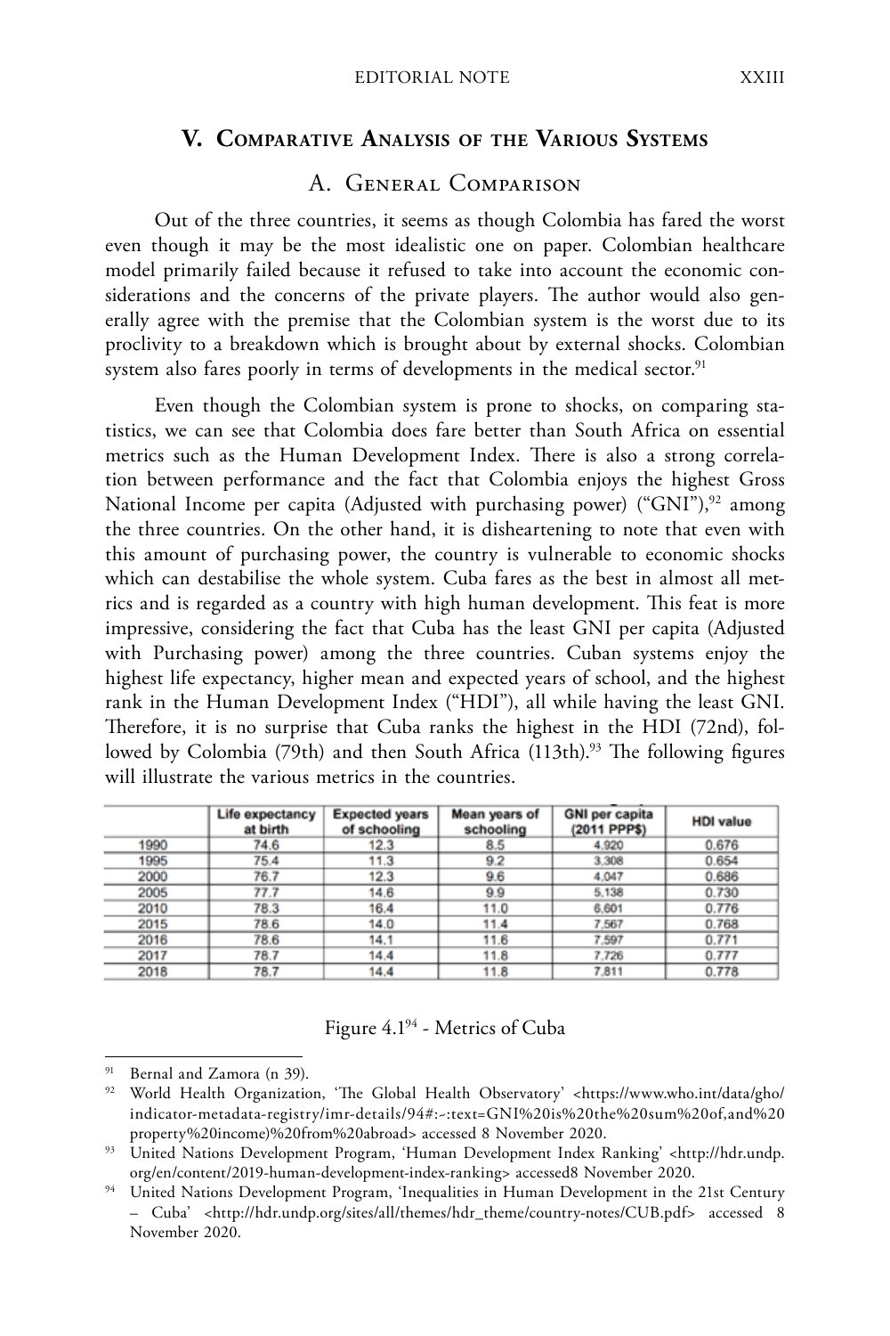## V. Comparative Analysis of the Various Systems

### A. General Comparison

Out of the three countries, it seems as though Colombia has fared the worst even though it may be the most idealistic one on paper. Colombian healthcare model primarily failed because it refused to take into account the economic considerations and the concerns of the private players. The author would also generally agree with the premise that the Colombian system is the worst due to its proclivity to a breakdown which is brought about by external shocks. Colombian system also fares poorly in terms of developments in the medical sector.[91]

Even though the Colombian system is prone to shocks, on comparing statistics, we can see that Colombia does fare better than South Africa on essential metrics such as the Human Development Index. There is also a strong correlation between performance and the fact that Colombia enjoys the highest Gross National Income per capita (Adjusted with purchasing power) ("GNI"),[92] among the three countries. On the other hand, it is disheartening to note that even with this amount of purchasing power, the country is vulnerable to economic shocks which can destabilise the whole system. Cuba fares as the best in almost all metrics and is regarded as a country with high human development. This feat is more impressive, considering the fact that Cuba has the least GNI per capita (Adjusted with Purchasing power) among the three countries. Cuban systems enjoy the highest life expectancy, higher mean and expected years of school, and the highest rank in the Human Development Index ("HDI"), all while having the least GNI. Therefore, it is no surprise that Cuba ranks the highest in the HDI (72nd), followed by Colombia (79th) and then South Africa (113th).[93] The following figures will illustrate the various metrics in the countries.

| | Life expectancy at birth | Expected years of schooling | Mean years of schooling | GNI per capita (2011 PPP$) | HDI value |
|---|---|---|---|---|---|
| 1990 | 74.6 | 12.3 | 8.5 | 4,920 | 0.676 |
| 1995 | 75.4 | 11.3 | 9.2 | 3,308 | 0.654 |
| 2000 | 76.7 | 12.3 | 9.6 | 4,047 | 0.686 |
| 2005 | 77.7 | 14.6 | 9.9 | 5,138 | 0.730 |
| 2010 | 78.3 | 16.4 | 11.0 | 6,601 | 0.776 |
| 2015 | 78.6 | 14.0 | 11.4 | 7,567 | 0.768 |
| 2016 | 78.6 | 14.1 | 11.6 | 7,597 | 0.771 |
| 2017 | 78.7 | 14.4 | 11.8 | 7,726 | 0.777 |
| 2018 | 78.7 | 14.4 | 11.8 | 7,811 | 0.778 |

Figure 4.1[94] - Metrics of Cuba

---

[91] Bernal and Zamora (n 39).

[92] World Health Organization, 'The Global Health Observatory' <https://www.who.int/data/gho/indicator-metadata-registry/imr-details/94#:~:text=GNI%20is%20the%20sum%20of,and%20property%20income)%20from%20abroad> accessed 8 November 2020.

[93] United Nations Development Program, 'Human Development Index Ranking' <http://hdr.undp.org/en/content/2019-human-development-index-ranking> accessed8 November 2020.

[94] United Nations Development Program, 'Inequalities in Human Development in the 21st Century – Cuba' <http://hdr.undp.org/sites/all/themes/hdr_theme/country-notes/CUB.pdf> accessed 8 November 2020.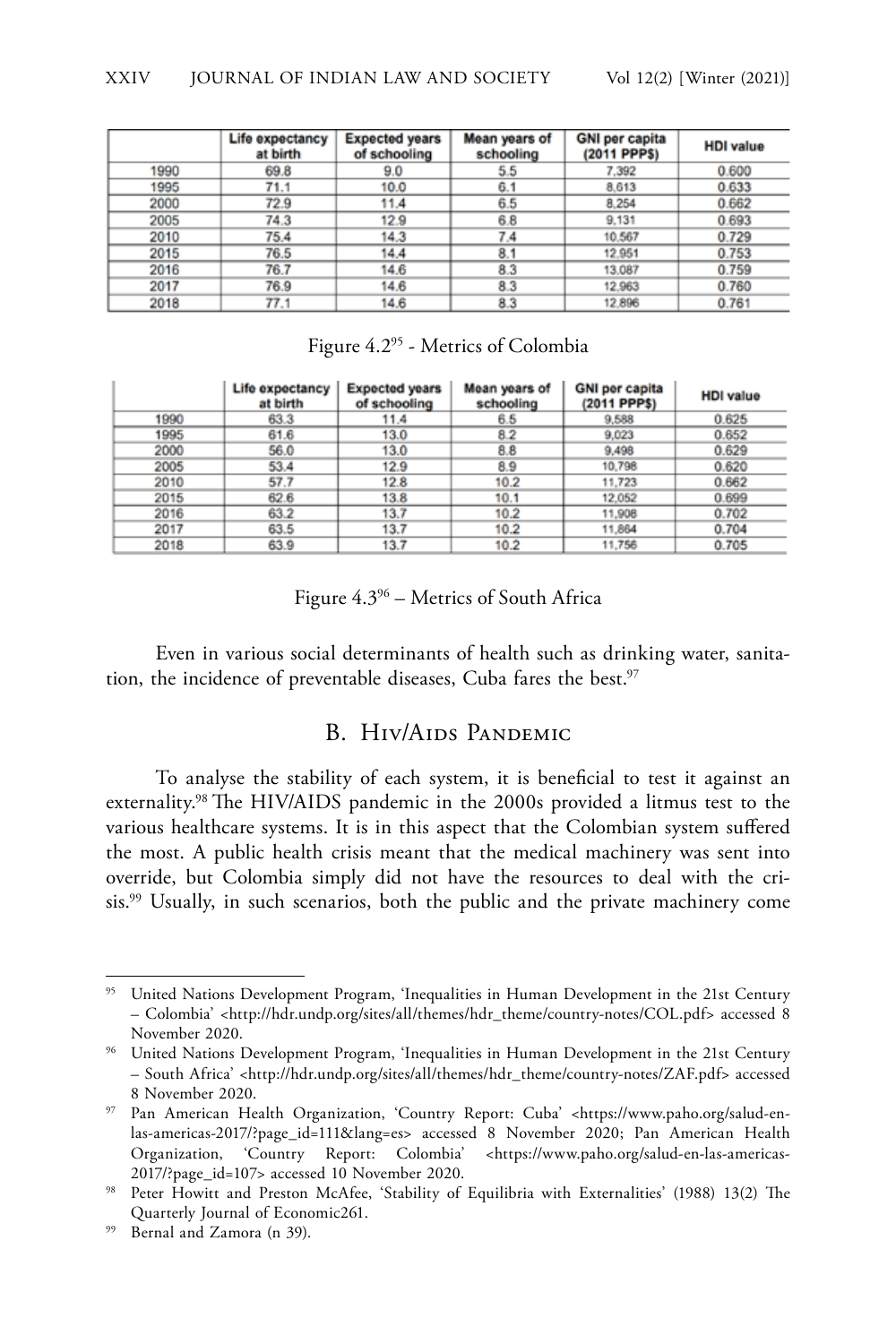|  | Life expectancy at birth | Expected years of schooling | Mean years of schooling | GNI per capita (2011 PPP$) | HDI value |
|---|---|---|---|---|---|
| 1990 | 69.8 | 9.0 | 5.5 | 7,392 | 0.600 |
| 1995 | 71.1 | 10.0 | 6.1 | 8,613 | 0.633 |
| 2000 | 72.9 | 11.4 | 6.5 | 8,254 | 0.662 |
| 2005 | 74.3 | 12.9 | 6.8 | 9,131 | 0.693 |
| 2010 | 75.4 | 14.3 | 7.4 | 10,567 | 0.729 |
| 2015 | 76.5 | 14.4 | 8.1 | 12,951 | 0.753 |
| 2016 | 76.7 | 14.6 | 8.3 | 13,087 | 0.759 |
| 2017 | 76.9 | 14.6 | 8.3 | 12,963 | 0.760 |
| 2018 | 77.1 | 14.6 | 8.3 | 12,896 | 0.761 |

Figure 4.2[95] - Metrics of Colombia

|  | Life expectancy at birth | Expected years of schooling | Mean years of schooling | GNI per capita (2011 PPP$) | HDI value |
|---|---|---|---|---|---|
| 1990 | 63.3 | 11.4 | 6.5 | 9,588 | 0.625 |
| 1995 | 61.6 | 13.0 | 8.2 | 9,023 | 0.652 |
| 2000 | 56.0 | 13.0 | 8.8 | 9,498 | 0.629 |
| 2005 | 53.4 | 12.9 | 8.9 | 10,798 | 0.620 |
| 2010 | 57.7 | 12.8 | 10.2 | 11,723 | 0.662 |
| 2015 | 62.6 | 13.8 | 10.1 | 12,052 | 0.699 |
| 2016 | 63.2 | 13.7 | 10.2 | 11,908 | 0.702 |
| 2017 | 63.5 | 13.7 | 10.2 | 11,864 | 0.704 |
| 2018 | 63.9 | 13.7 | 10.2 | 11,756 | 0.705 |

Figure 4.3[96] – Metrics of South Africa

Even in various social determinants of health such as drinking water, sanitation, the incidence of preventable diseases, Cuba fares the best.[97]

## B. Hiv/Aids Pandemic

To analyse the stability of each system, it is beneficial to test it against an externality.[98] The HIV/AIDS pandemic in the 2000s provided a litmus test to the various healthcare systems. It is in this aspect that the Colombian system suffered the most. A public health crisis meant that the medical machinery was sent into override, but Colombia simply did not have the resources to deal with the crisis.[99] Usually, in such scenarios, both the public and the private machinery come

---

[95] United Nations Development Program, 'Inequalities in Human Development in the 21st Century – Colombia' <http://hdr.undp.org/sites/all/themes/hdr_theme/country-notes/COL.pdf> accessed 8 November 2020.

[96] United Nations Development Program, 'Inequalities in Human Development in the 21st Century – South Africa' <http://hdr.undp.org/sites/all/themes/hdr_theme/country-notes/ZAF.pdf> accessed 8 November 2020.

[97] Pan American Health Organization, 'Country Report: Cuba' <https://www.paho.org/salud-en-las-americas-2017/?page_id=111&lang=es> accessed 8 November 2020; Pan American Health Organization, 'Country Report: Colombia' <https://www.paho.org/salud-en-las-americas-2017/?page_id=107> accessed 10 November 2020.

[98] Peter Howitt and Preston McAfee, 'Stability of Equilibria with Externalities' (1988) 13(2) The Quarterly Journal of Economic261.

[99] Bernal and Zamora (n 39).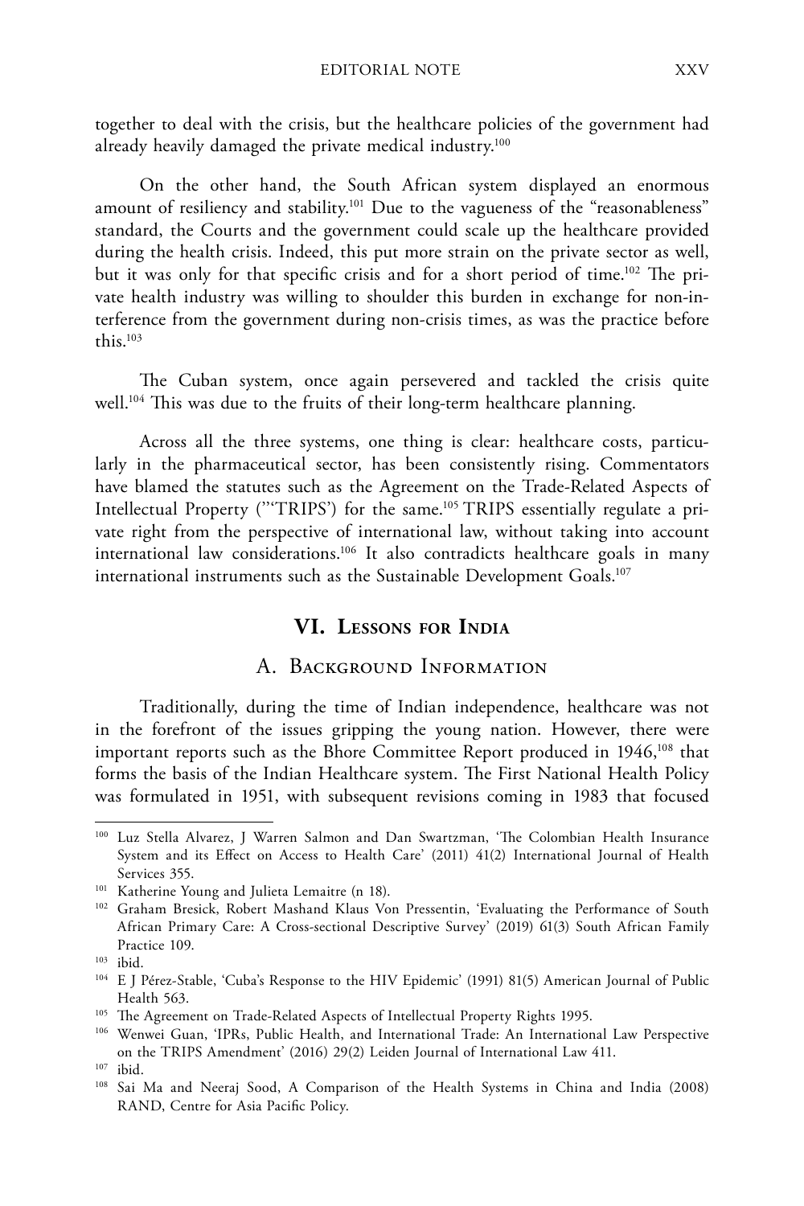together to deal with the crisis, but the healthcare policies of the government had already heavily damaged the private medical industry.[100]

On the other hand, the South African system displayed an enormous amount of resiliency and stability.[101] Due to the vagueness of the "reasonableness" standard, the Courts and the government could scale up the healthcare provided during the health crisis. Indeed, this put more strain on the private sector as well, but it was only for that specific crisis and for a short period of time.[102] The private health industry was willing to shoulder this burden in exchange for non-interference from the government during non-crisis times, as was the practice before this.[103]

The Cuban system, once again persevered and tackled the crisis quite well.[104] This was due to the fruits of their long-term healthcare planning.

Across all the three systems, one thing is clear: healthcare costs, particularly in the pharmaceutical sector, has been consistently rising. Commentators have blamed the statutes such as the Agreement on the Trade-Related Aspects of Intellectual Property ("'TRIPS') for the same.[105] TRIPS essentially regulate a private right from the perspective of international law, without taking into account international law considerations.[106] It also contradicts healthcare goals in many international instruments such as the Sustainable Development Goals.[107]

## VI. Lessons for India

### A. Background Information

Traditionally, during the time of Indian independence, healthcare was not in the forefront of the issues gripping the young nation. However, there were important reports such as the Bhore Committee Report produced in 1946,[108] that forms the basis of the Indian Healthcare system. The First National Health Policy was formulated in 1951, with subsequent revisions coming in 1983 that focused

---

[100] Luz Stella Alvarez, J Warren Salmon and Dan Swartzman, 'The Colombian Health Insurance System and its Effect on Access to Health Care' (2011) 41(2) International Journal of Health Services 355.

[101] Katherine Young and Julieta Lemaitre (n 18).

[102] Graham Bresick, Robert Mashand Klaus Von Pressentin, 'Evaluating the Performance of South African Primary Care: A Cross-sectional Descriptive Survey' (2019) 61(3) South African Family Practice 109.

[103] ibid.

[104] E J Pérez-Stable, 'Cuba's Response to the HIV Epidemic' (1991) 81(5) American Journal of Public Health 563.

[105] The Agreement on Trade-Related Aspects of Intellectual Property Rights 1995.

[106] Wenwei Guan, 'IPRs, Public Health, and International Trade: An International Law Perspective on the TRIPS Amendment' (2016) 29(2) Leiden Journal of International Law 411.

[107] ibid.

[108] Sai Ma and Neeraj Sood, A Comparison of the Health Systems in China and India (2008) RAND, Centre for Asia Pacific Policy.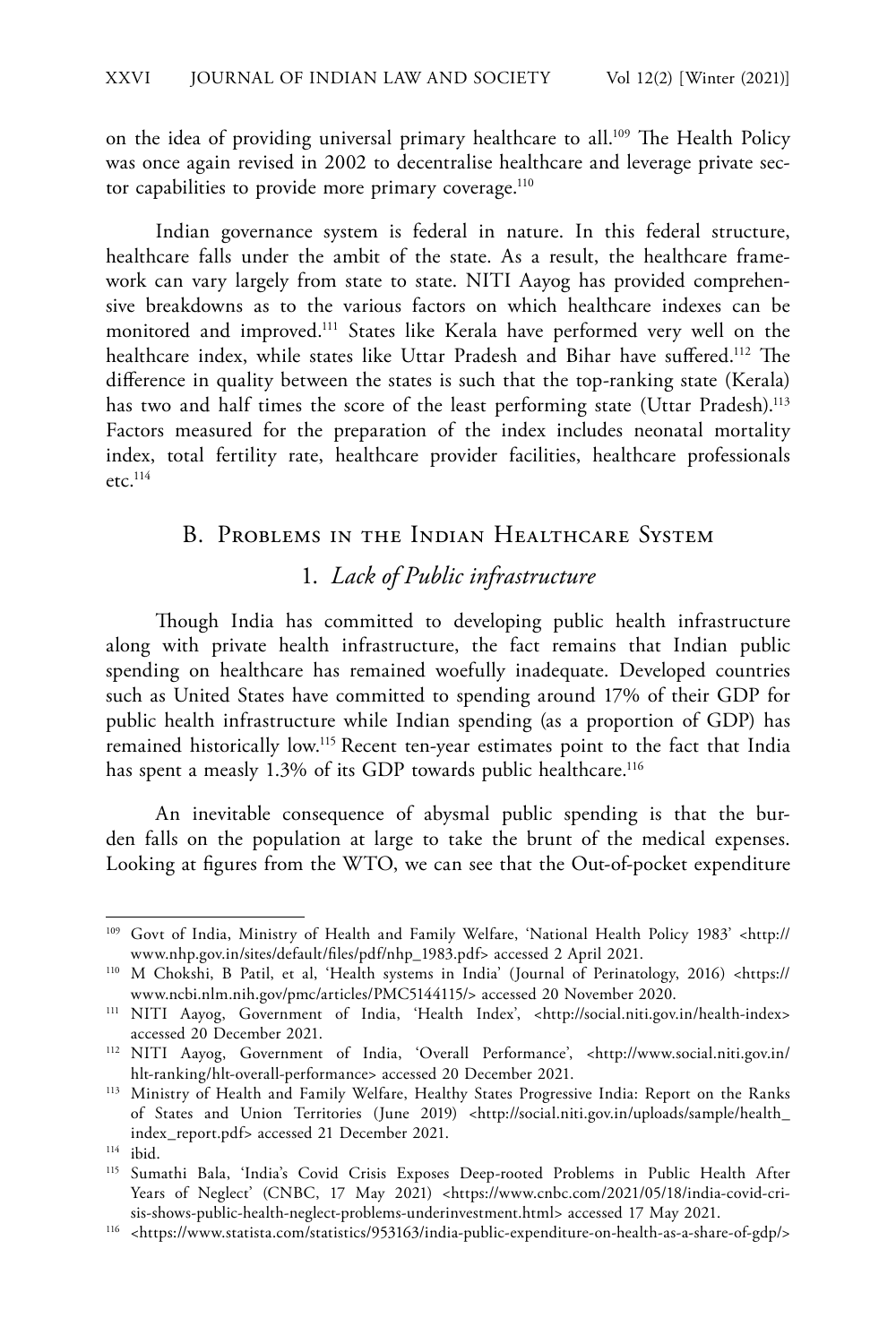on the idea of providing universal primary healthcare to all.[109] The Health Policy was once again revised in 2002 to decentralise healthcare and leverage private sector capabilities to provide more primary coverage.[110]

Indian governance system is federal in nature. In this federal structure, healthcare falls under the ambit of the state. As a result, the healthcare framework can vary largely from state to state. NITI Aayog has provided comprehensive breakdowns as to the various factors on which healthcare indexes can be monitored and improved.[111] States like Kerala have performed very well on the healthcare index, while states like Uttar Pradesh and Bihar have suffered.[112] The difference in quality between the states is such that the top-ranking state (Kerala) has two and half times the score of the least performing state (Uttar Pradesh).[113] Factors measured for the preparation of the index includes neonatal mortality index, total fertility rate, healthcare provider facilities, healthcare professionals etc.[114]

## B. Problems in the Indian Healthcare System

### 1. *Lack of Public infrastructure*

Though India has committed to developing public health infrastructure along with private health infrastructure, the fact remains that Indian public spending on healthcare has remained woefully inadequate. Developed countries such as United States have committed to spending around 17% of their GDP for public health infrastructure while Indian spending (as a proportion of GDP) has remained historically low.[115] Recent ten-year estimates point to the fact that India has spent a measly 1.3% of its GDP towards public healthcare.[116]

An inevitable consequence of abysmal public spending is that the burden falls on the population at large to take the brunt of the medical expenses. Looking at figures from the WTO, we can see that the Out-of-pocket expenditure

---

[109] Govt of India, Ministry of Health and Family Welfare, 'National Health Policy 1983' <http://www.nhp.gov.in/sites/default/files/pdf/nhp_1983.pdf> accessed 2 April 2021.

[110] M Chokshi, B Patil, et al, 'Health systems in India' (Journal of Perinatology, 2016) <https://www.ncbi.nlm.nih.gov/pmc/articles/PMC5144115/> accessed 20 November 2020.

[111] NITI Aayog, Government of India, 'Health Index', <http://social.niti.gov.in/health-index> accessed 20 December 2021.

[112] NITI Aayog, Government of India, 'Overall Performance', <http://www.social.niti.gov.in/hlt-ranking/hlt-overall-performance> accessed 20 December 2021.

[113] Ministry of Health and Family Welfare, Healthy States Progressive India: Report on the Ranks of States and Union Territories (June 2019) <http://social.niti.gov.in/uploads/sample/health_index_report.pdf> accessed 21 December 2021.

[114] ibid.

[115] Sumathi Bala, 'India's Covid Crisis Exposes Deep-rooted Problems in Public Health After Years of Neglect' (CNBC, 17 May 2021) <https://www.cnbc.com/2021/05/18/india-covid-crisis-shows-public-health-neglect-problems-underinvestment.html> accessed 17 May 2021.

[116] <https://www.statista.com/statistics/953163/india-public-expenditure-on-health-as-a-share-of-gdp/>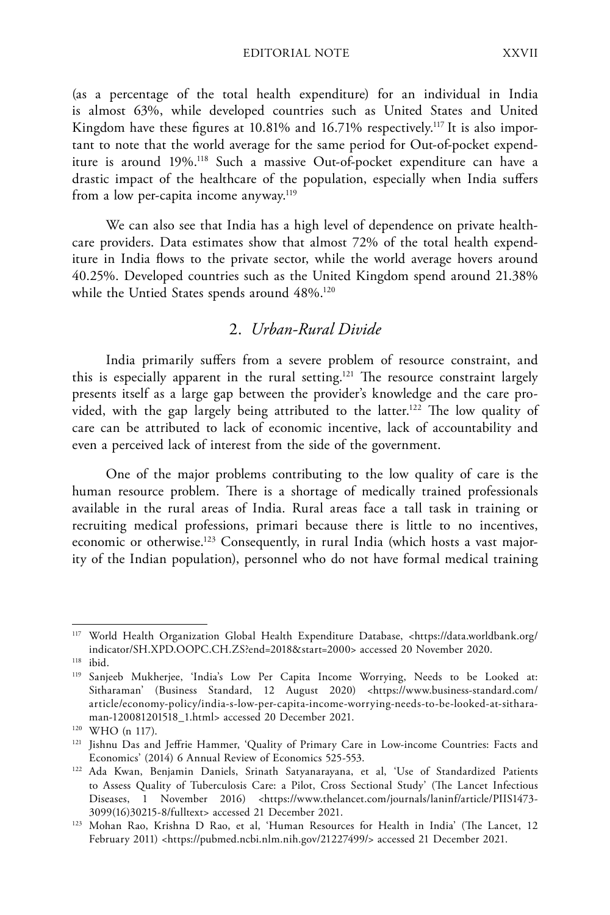(as a percentage of the total health expenditure) for an individual in India is almost 63%, while developed countries such as United States and United Kingdom have these figures at 10.81% and 16.71% respectively.[117] It is also important to note that the world average for the same period for Out-of-pocket expenditure is around 19%.[118] Such a massive Out-of-pocket expenditure can have a drastic impact of the healthcare of the population, especially when India suffers from a low per-capita income anyway.[119]

We can also see that India has a high level of dependence on private healthcare providers. Data estimates show that almost 72% of the total health expenditure in India flows to the private sector, while the world average hovers around 40.25%. Developed countries such as the United Kingdom spend around 21.38% while the Untied States spends around 48%.[120]

## 2. *Urban-Rural Divide*

India primarily suffers from a severe problem of resource constraint, and this is especially apparent in the rural setting.[121] The resource constraint largely presents itself as a large gap between the provider's knowledge and the care provided, with the gap largely being attributed to the latter.[122] The low quality of care can be attributed to lack of economic incentive, lack of accountability and even a perceived lack of interest from the side of the government.

One of the major problems contributing to the low quality of care is the human resource problem. There is a shortage of medically trained professionals available in the rural areas of India. Rural areas face a tall task in training or recruiting medical professions, primari because there is little to no incentives, economic or otherwise.[123] Consequently, in rural India (which hosts a vast majority of the Indian population), personnel who do not have formal medical training

---

[117] World Health Organization Global Health Expenditure Database, <https://data.worldbank.org/indicator/SH.XPD.OOPC.CH.ZS?end=2018&start=2000> accessed 20 November 2020.

[118] ibid.

[119] Sanjeeb Mukherjee, 'India's Low Per Capita Income Worrying, Needs to be Looked at: Sitharaman' (Business Standard, 12 August 2020) <https://www.business-standard.com/article/economy-policy/india-s-low-per-capita-income-worrying-needs-to-be-looked-at-sitharaman-120081201518_1.html> accessed 20 December 2021.

[120] WHO (n 117).

[121] Jishnu Das and Jeffrie Hammer, 'Quality of Primary Care in Low-income Countries: Facts and Economics' (2014) 6 Annual Review of Economics 525-553.

[122] Ada Kwan, Benjamin Daniels, Srinath Satyanarayana, et al, 'Use of Standardized Patients to Assess Quality of Tuberculosis Care: a Pilot, Cross Sectional Study' (The Lancet Infectious Diseases, 1 November 2016) <https://www.thelancet.com/journals/laninf/article/PIIS1473-3099(16)30215-8/fulltext> accessed 21 December 2021.

[123] Mohan Rao, Krishna D Rao, et al, 'Human Resources for Health in India' (The Lancet, 12 February 2011) <https://pubmed.ncbi.nlm.nih.gov/21227499/> accessed 21 December 2021.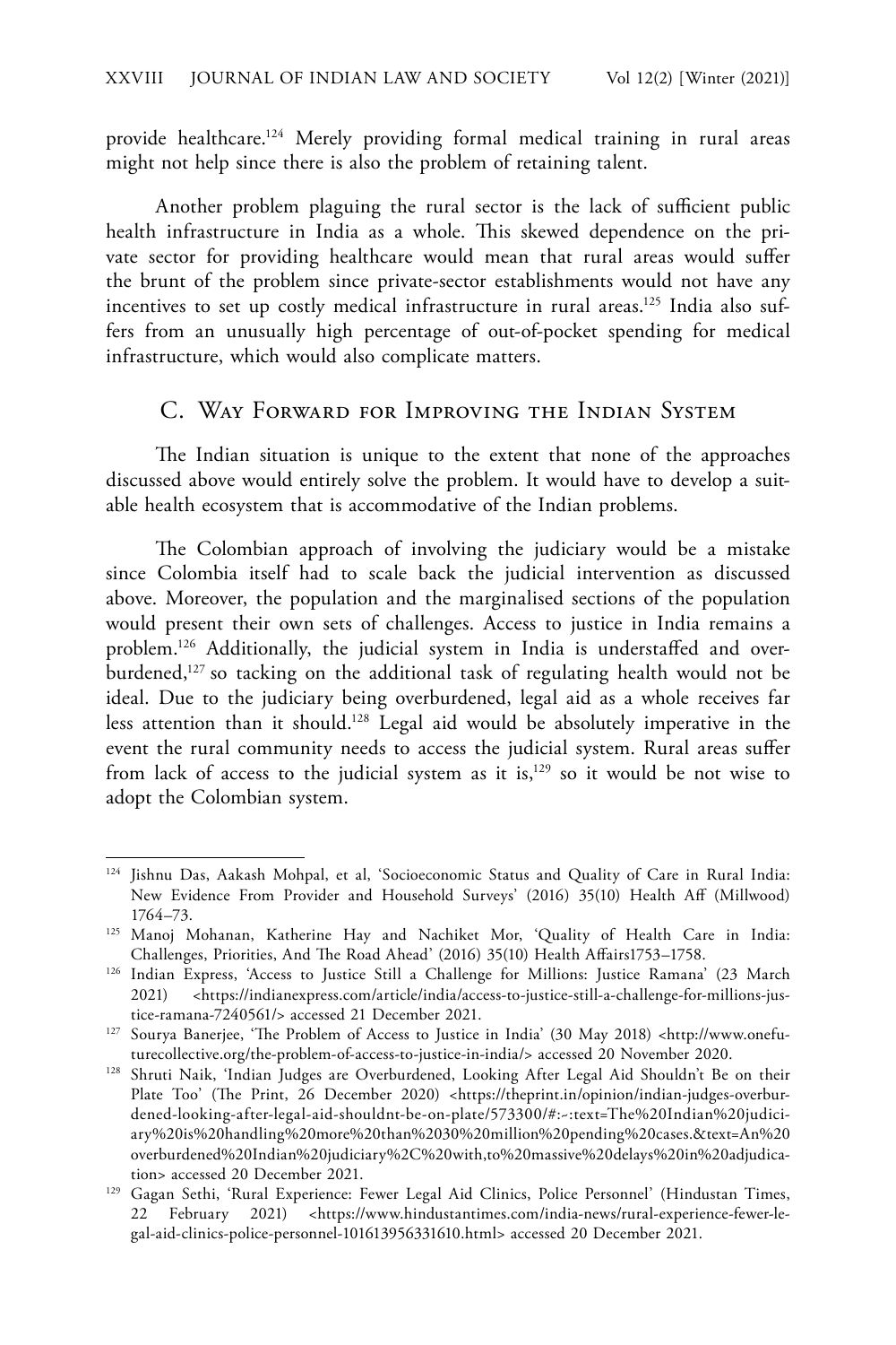provide healthcare.[124] Merely providing formal medical training in rural areas might not help since there is also the problem of retaining talent.

Another problem plaguing the rural sector is the lack of sufficient public health infrastructure in India as a whole. This skewed dependence on the private sector for providing healthcare would mean that rural areas would suffer the brunt of the problem since private-sector establishments would not have any incentives to set up costly medical infrastructure in rural areas.[125] India also suffers from an unusually high percentage of out-of-pocket spending for medical infrastructure, which would also complicate matters.

### C. Way Forward for Improving the Indian System

The Indian situation is unique to the extent that none of the approaches discussed above would entirely solve the problem. It would have to develop a suitable health ecosystem that is accommodative of the Indian problems.

The Colombian approach of involving the judiciary would be a mistake since Colombia itself had to scale back the judicial intervention as discussed above. Moreover, the population and the marginalised sections of the population would present their own sets of challenges. Access to justice in India remains a problem.[126] Additionally, the judicial system in India is understaffed and overburdened,[127] so tacking on the additional task of regulating health would not be ideal. Due to the judiciary being overburdened, legal aid as a whole receives far less attention than it should.[128] Legal aid would be absolutely imperative in the event the rural community needs to access the judicial system. Rural areas suffer from lack of access to the judicial system as it is,[129] so it would be not wise to adopt the Colombian system.

---

[124] Jishnu Das, Aakash Mohpal, et al, 'Socioeconomic Status and Quality of Care in Rural India: New Evidence From Provider and Household Surveys' (2016) 35(10) Health Aff (Millwood) 1764–73.

[125] Manoj Mohanan, Katherine Hay and Nachiket Mor, 'Quality of Health Care in India: Challenges, Priorities, And The Road Ahead' (2016) 35(10) Health Affairs1753–1758.

[126] Indian Express, 'Access to Justice Still a Challenge for Millions: Justice Ramana' (23 March 2021) <https://indianexpress.com/article/india/access-to-justice-still-a-challenge-for-millions-justice-ramana-7240561/> accessed 21 December 2021.

[127] Sourya Banerjee, 'The Problem of Access to Justice in India' (30 May 2018) <http://www.onefuturecollective.org/the-problem-of-access-to-justice-in-india/> accessed 20 November 2020.

[128] Shruti Naik, 'Indian Judges are Overburdened, Looking After Legal Aid Shouldn't Be on their Plate Too' (The Print, 26 December 2020) <https://theprint.in/opinion/indian-judges-overburdened-looking-after-legal-aid-shouldnt-be-on-plate/573300/#:~:text=The%20Indian%20judiciary%20is%20handling%20more%20than%2030%20million%20pending%20cases.&text=An%20overburdened%20Indian%20judiciary%2C%20with,to%20massive%20delays%20in%20adjudication> accessed 20 December 2021.

[129] Gagan Sethi, 'Rural Experience: Fewer Legal Aid Clinics, Police Personnel' (Hindustan Times, 22 February 2021) <https://www.hindustantimes.com/india-news/rural-experience-fewer-legal-aid-clinics-police-personnel-101613956331610.html> accessed 20 December 2021.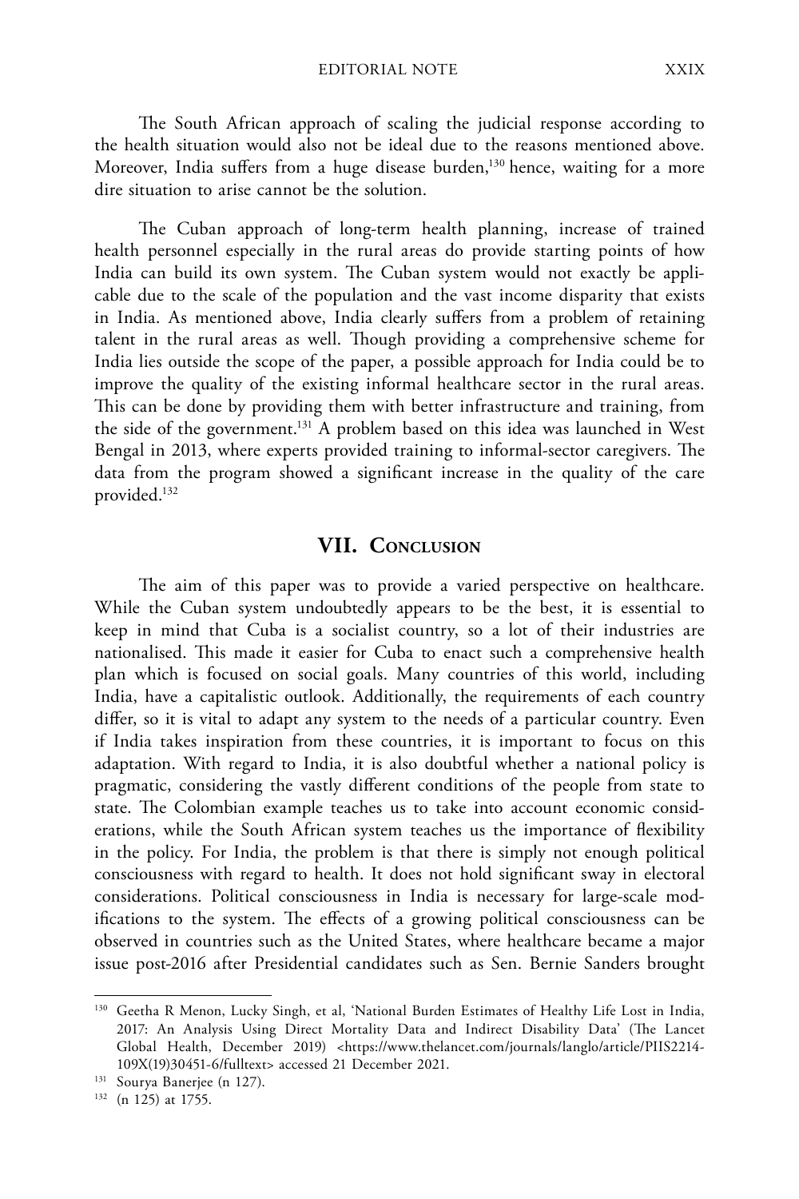The South African approach of scaling the judicial response according to the health situation would also not be ideal due to the reasons mentioned above. Moreover, India suffers from a huge disease burden,[130] hence, waiting for a more dire situation to arise cannot be the solution.

The Cuban approach of long-term health planning, increase of trained health personnel especially in the rural areas do provide starting points of how India can build its own system. The Cuban system would not exactly be applicable due to the scale of the population and the vast income disparity that exists in India. As mentioned above, India clearly suffers from a problem of retaining talent in the rural areas as well. Though providing a comprehensive scheme for India lies outside the scope of the paper, a possible approach for India could be to improve the quality of the existing informal healthcare sector in the rural areas. This can be done by providing them with better infrastructure and training, from the side of the government.[131] A problem based on this idea was launched in West Bengal in 2013, where experts provided training to informal-sector caregivers. The data from the program showed a significant increase in the quality of the care provided.[132]

## VII. Conclusion

The aim of this paper was to provide a varied perspective on healthcare. While the Cuban system undoubtedly appears to be the best, it is essential to keep in mind that Cuba is a socialist country, so a lot of their industries are nationalised. This made it easier for Cuba to enact such a comprehensive health plan which is focused on social goals. Many countries of this world, including India, have a capitalistic outlook. Additionally, the requirements of each country differ, so it is vital to adapt any system to the needs of a particular country. Even if India takes inspiration from these countries, it is important to focus on this adaptation. With regard to India, it is also doubtful whether a national policy is pragmatic, considering the vastly different conditions of the people from state to state. The Colombian example teaches us to take into account economic considerations, while the South African system teaches us the importance of flexibility in the policy. For India, the problem is that there is simply not enough political consciousness with regard to health. It does not hold significant sway in electoral considerations. Political consciousness in India is necessary for large-scale modifications to the system. The effects of a growing political consciousness can be observed in countries such as the United States, where healthcare became a major issue post-2016 after Presidential candidates such as Sen. Bernie Sanders brought

---

[130] Geetha R Menon, Lucky Singh, et al, 'National Burden Estimates of Healthy Life Lost in India, 2017: An Analysis Using Direct Mortality Data and Indirect Disability Data' (The Lancet Global Health, December 2019) <https://www.thelancet.com/journals/langlo/article/PIIS2214-109X(19)30451-6/fulltext> accessed 21 December 2021.

[131] Sourya Banerjee (n 127).

[132] (n 125) at 1755.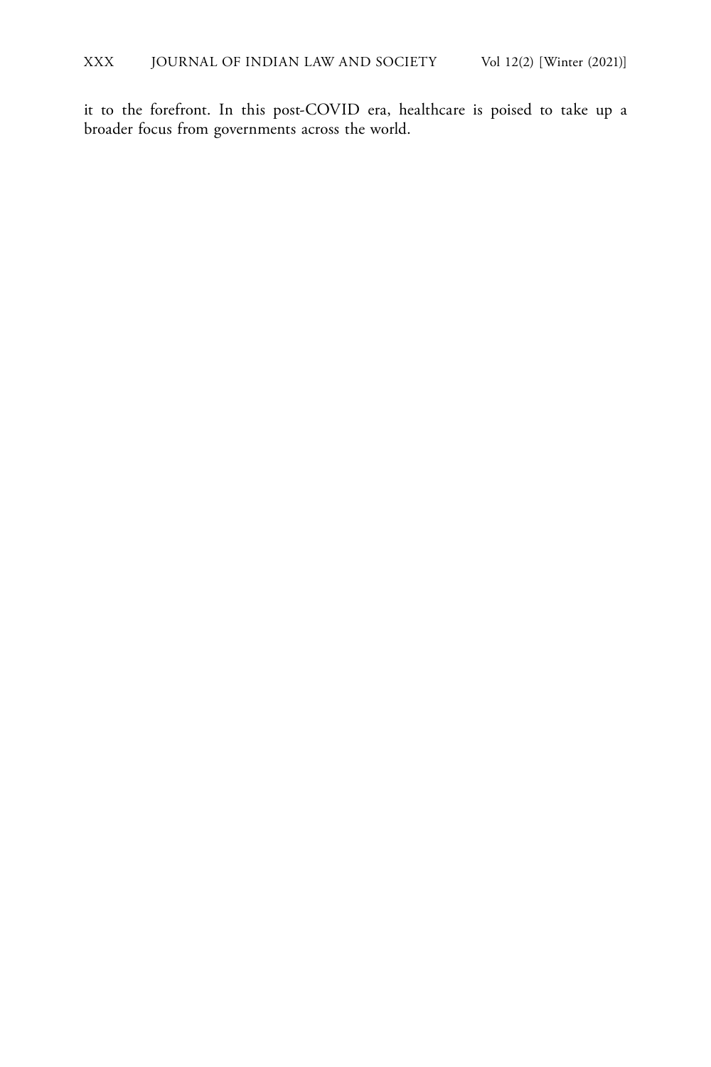it to the forefront. In this post-COVID era, healthcare is poised to take up a broader focus from governments across the world.